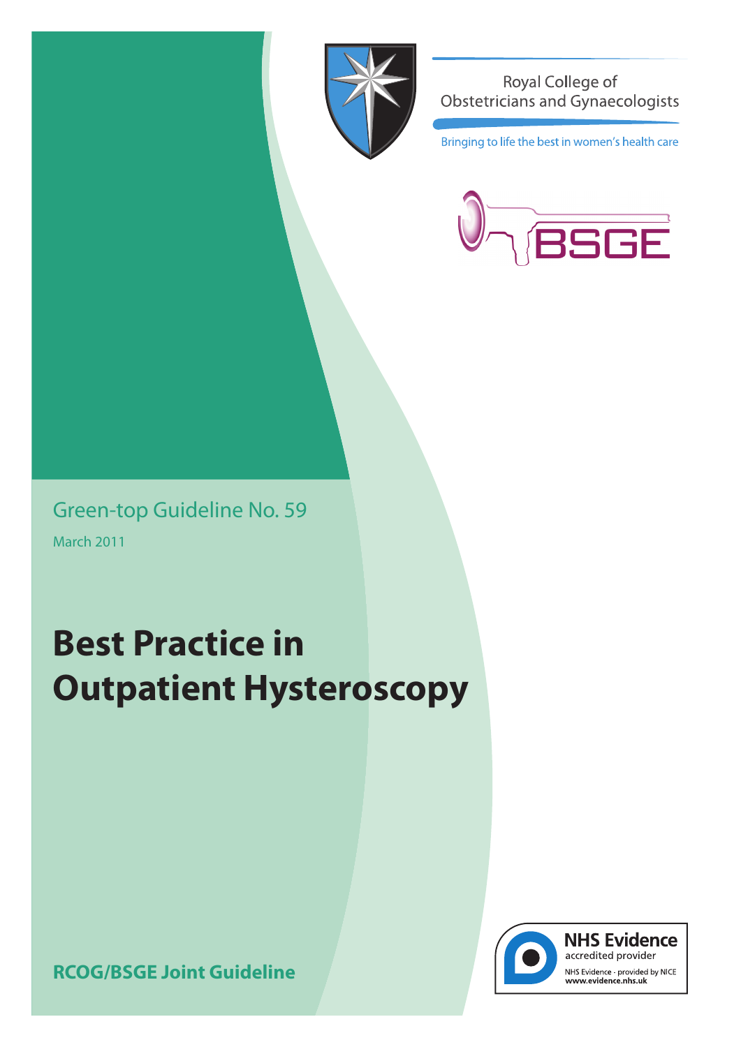Royal College of Obstetricians and Gynaecologists

Bringing to life the best in women's health care

BSGE

Green-top Guideline No. 59

March 2011

# Best Practice in Outpatient Hysteroscopy

**RCOG/BSGE Joint Guideline**

NHS Evidence accredited provider

NHS Evidence - provided by NICE
www.evidence.nhs.uk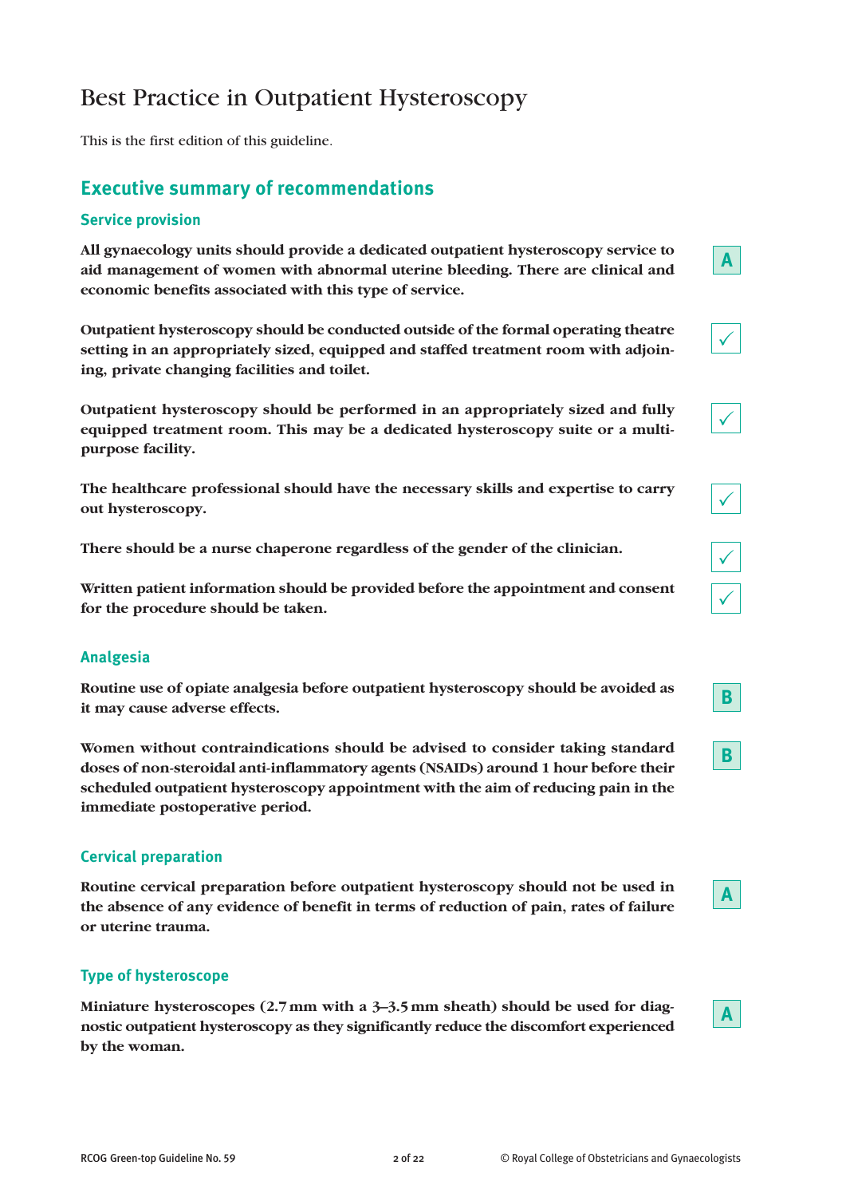# Best Practice in Outpatient Hysteroscopy

This is the first edition of this guideline.

## Executive summary of recommendations

### Service provision

**All gynaecology units should provide a dedicated outpatient hysteroscopy service to aid management of women with abnormal uterine bleeding. There are clinical and economic benefits associated with this type of service.** A

**Outpatient hysteroscopy should be conducted outside of the formal operating theatre setting in an appropriately sized, equipped and staffed treatment room with adjoining, private changing facilities and toilet.** ✓

**Outpatient hysteroscopy should be performed in an appropriately sized and fully equipped treatment room. This may be a dedicated hysteroscopy suite or a multipurpose facility.** ✓

**The healthcare professional should have the necessary skills and expertise to carry out hysteroscopy.** ✓

**There should be a nurse chaperone regardless of the gender of the clinician.** ✓

**Written patient information should be provided before the appointment and consent for the procedure should be taken.** ✓

### Analgesia

**Routine use of opiate analgesia before outpatient hysteroscopy should be avoided as it may cause adverse effects.** B

**Women without contraindications should be advised to consider taking standard doses of non-steroidal anti-inflammatory agents (NSAIDs) around 1 hour before their scheduled outpatient hysteroscopy appointment with the aim of reducing pain in the immediate postoperative period.** B

### Cervical preparation

**Routine cervical preparation before outpatient hysteroscopy should not be used in the absence of any evidence of benefit in terms of reduction of pain, rates of failure or uterine trauma.** A

### Type of hysteroscope

**Miniature hysteroscopes (2.7 mm with a 3–3.5 mm sheath) should be used for diagnostic outpatient hysteroscopy as they significantly reduce the discomfort experienced by the woman.** A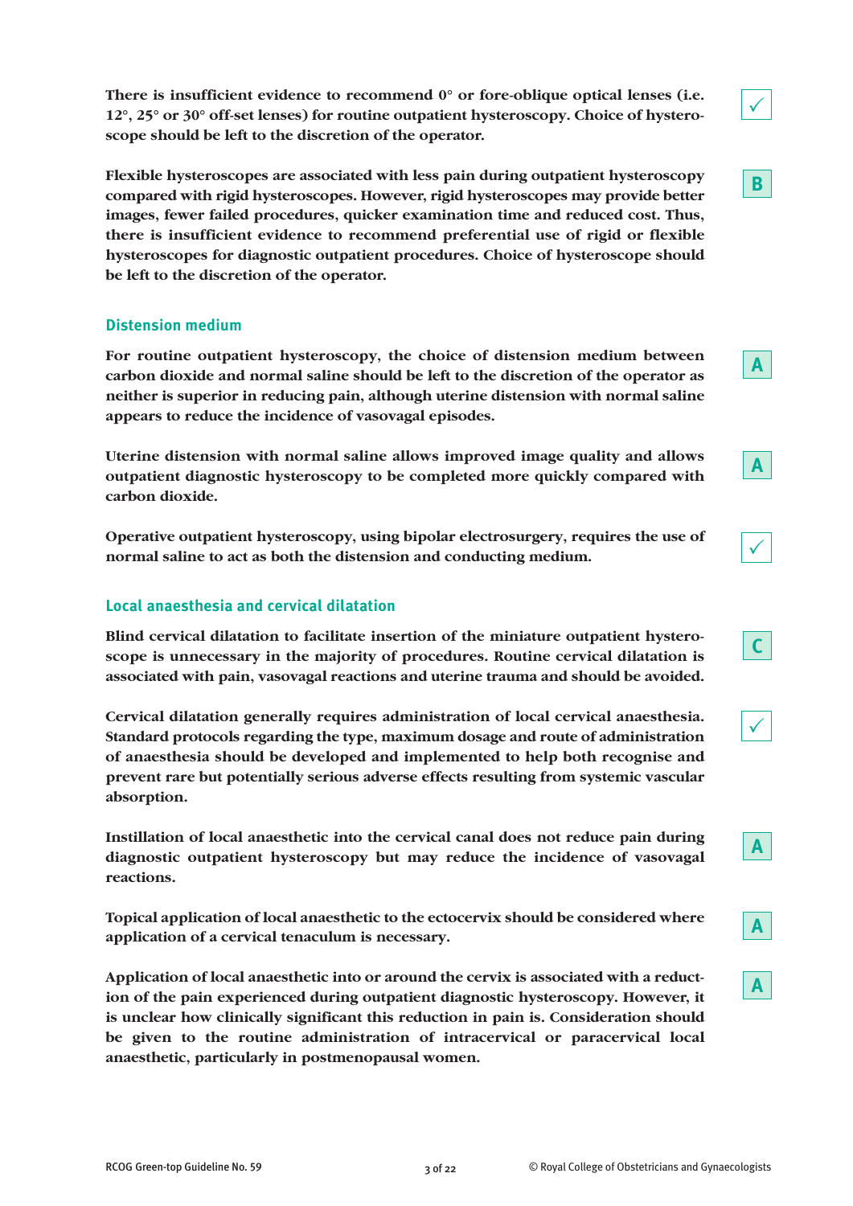**There is insufficient evidence to recommend 0° or fore-oblique optical lenses (i.e. 12°, 25° or 30° off-set lenses) for routine outpatient hysteroscopy. Choice of hysteroscope should be left to the discretion of the operator.** ✓

**Flexible hysteroscopes are associated with less pain during outpatient hysteroscopy compared with rigid hysteroscopes. However, rigid hysteroscopes may provide better images, fewer failed procedures, quicker examination time and reduced cost. Thus, there is insufficient evidence to recommend preferential use of rigid or flexible hysteroscopes for diagnostic outpatient procedures. Choice of hysteroscope should be left to the discretion of the operator.** B

## Distension medium

**For routine outpatient hysteroscopy, the choice of distension medium between carbon dioxide and normal saline should be left to the discretion of the operator as neither is superior in reducing pain, although uterine distension with normal saline appears to reduce the incidence of vasovagal episodes.** A

**Uterine distension with normal saline allows improved image quality and allows outpatient diagnostic hysteroscopy to be completed more quickly compared with carbon dioxide.** A

**Operative outpatient hysteroscopy, using bipolar electrosurgery, requires the use of normal saline to act as both the distension and conducting medium.** ✓

## Local anaesthesia and cervical dilatation

**Blind cervical dilatation to facilitate insertion of the miniature outpatient hysteroscope is unnecessary in the majority of procedures. Routine cervical dilatation is associated with pain, vasovagal reactions and uterine trauma and should be avoided.** C

**Cervical dilatation generally requires administration of local cervical anaesthesia. Standard protocols regarding the type, maximum dosage and route of administration of anaesthesia should be developed and implemented to help both recognise and prevent rare but potentially serious adverse effects resulting from systemic vascular absorption.** ✓

**Instillation of local anaesthetic into the cervical canal does not reduce pain during diagnostic outpatient hysteroscopy but may reduce the incidence of vasovagal reactions.** A

**Topical application of local anaesthetic to the ectocervix should be considered where application of a cervical tenaculum is necessary.** A

**Application of local anaesthetic into or around the cervix is associated with a reduction of the pain experienced during outpatient diagnostic hysteroscopy. However, it is unclear how clinically significant this reduction in pain is. Consideration should be given to the routine administration of intracervical or paracervical local anaesthetic, particularly in postmenopausal women.** A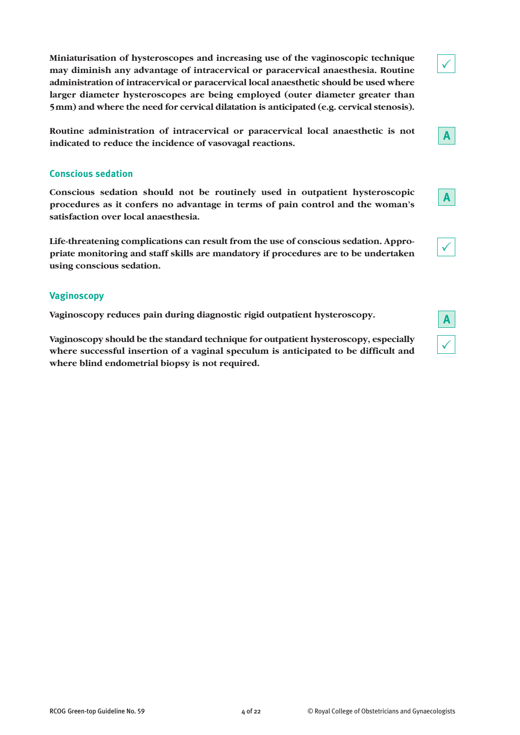**Miniaturisation of hysteroscopes and increasing use of the vaginoscopic technique may diminish any advantage of intracervical or paracervical anaesthesia. Routine administration of intracervical or paracervical local anaesthetic should be used where larger diameter hysteroscopes are being employed (outer diameter greater than 5 mm) and where the need for cervical dilatation is anticipated (e.g. cervical stenosis).** ✓

**Routine administration of intracervical or paracervical local anaesthetic is not indicated to reduce the incidence of vasovagal reactions.** A

### Conscious sedation

**Conscious sedation should not be routinely used in outpatient hysteroscopic procedures as it confers no advantage in terms of pain control and the woman's satisfaction over local anaesthesia.** A

**Life-threatening complications can result from the use of conscious sedation. Appropriate monitoring and staff skills are mandatory if procedures are to be undertaken using conscious sedation.** ✓

### Vaginoscopy

**Vaginoscopy reduces pain during diagnostic rigid outpatient hysteroscopy.** A

**Vaginoscopy should be the standard technique for outpatient hysteroscopy, especially where successful insertion of a vaginal speculum is anticipated to be difficult and where blind endometrial biopsy is not required.** ✓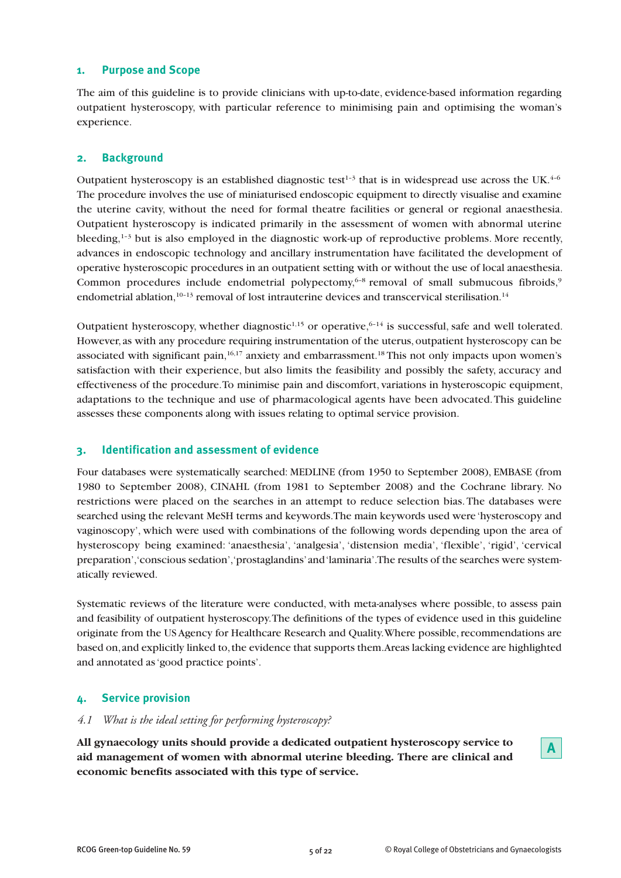## 1. Purpose and Scope

The aim of this guideline is to provide clinicians with up-to-date, evidence-based information regarding outpatient hysteroscopy, with particular reference to minimising pain and optimising the woman's experience.

## 2. Background

Outpatient hysteroscopy is an established diagnostic test[1–3] that is in widespread use across the UK.[4–6] The procedure involves the use of miniaturised endoscopic equipment to directly visualise and examine the uterine cavity, without the need for formal theatre facilities or general or regional anaesthesia. Outpatient hysteroscopy is indicated primarily in the assessment of women with abnormal uterine bleeding,[1–3] but is also employed in the diagnostic work-up of reproductive problems. More recently, advances in endoscopic technology and ancillary instrumentation have facilitated the development of operative hysteroscopic procedures in an outpatient setting with or without the use of local anaesthesia. Common procedures include endometrial polypectomy,[6–8] removal of small submucous fibroids,[9] endometrial ablation,[10–13] removal of lost intrauterine devices and transcervical sterilisation.[14]

Outpatient hysteroscopy, whether diagnostic[1,15] or operative,[6–14] is successful, safe and well tolerated. However, as with any procedure requiring instrumentation of the uterus, outpatient hysteroscopy can be associated with significant pain,[16,17] anxiety and embarrassment.[18] This not only impacts upon women's satisfaction with their experience, but also limits the feasibility and possibly the safety, accuracy and effectiveness of the procedure. To minimise pain and discomfort, variations in hysteroscopic equipment, adaptations to the technique and use of pharmacological agents have been advocated. This guideline assesses these components along with issues relating to optimal service provision.

## 3. Identification and assessment of evidence

Four databases were systematically searched: MEDLINE (from 1950 to September 2008), EMBASE (from 1980 to September 2008), CINAHL (from 1981 to September 2008) and the Cochrane library. No restrictions were placed on the searches in an attempt to reduce selection bias. The databases were searched using the relevant MeSH terms and keywords. The main keywords used were 'hysteroscopy and vaginoscopy', which were used with combinations of the following words depending upon the area of hysteroscopy being examined: 'anaesthesia', 'analgesia', 'distension media', 'flexible', 'rigid', 'cervical preparation', 'conscious sedation', 'prostaglandins' and 'laminaria'. The results of the searches were systematically reviewed.

Systematic reviews of the literature were conducted, with meta-analyses where possible, to assess pain and feasibility of outpatient hysteroscopy. The definitions of the types of evidence used in this guideline originate from the US Agency for Healthcare Research and Quality. Where possible, recommendations are based on, and explicitly linked to, the evidence that supports them. Areas lacking evidence are highlighted and annotated as 'good practice points'.

## 4. Service provision

### *4.1 What is the ideal setting for performing hysteroscopy?*

**All gynaecology units should provide a dedicated outpatient hysteroscopy service to aid management of women with abnormal uterine bleeding. There are clinical and economic benefits associated with this type of service.**

**A**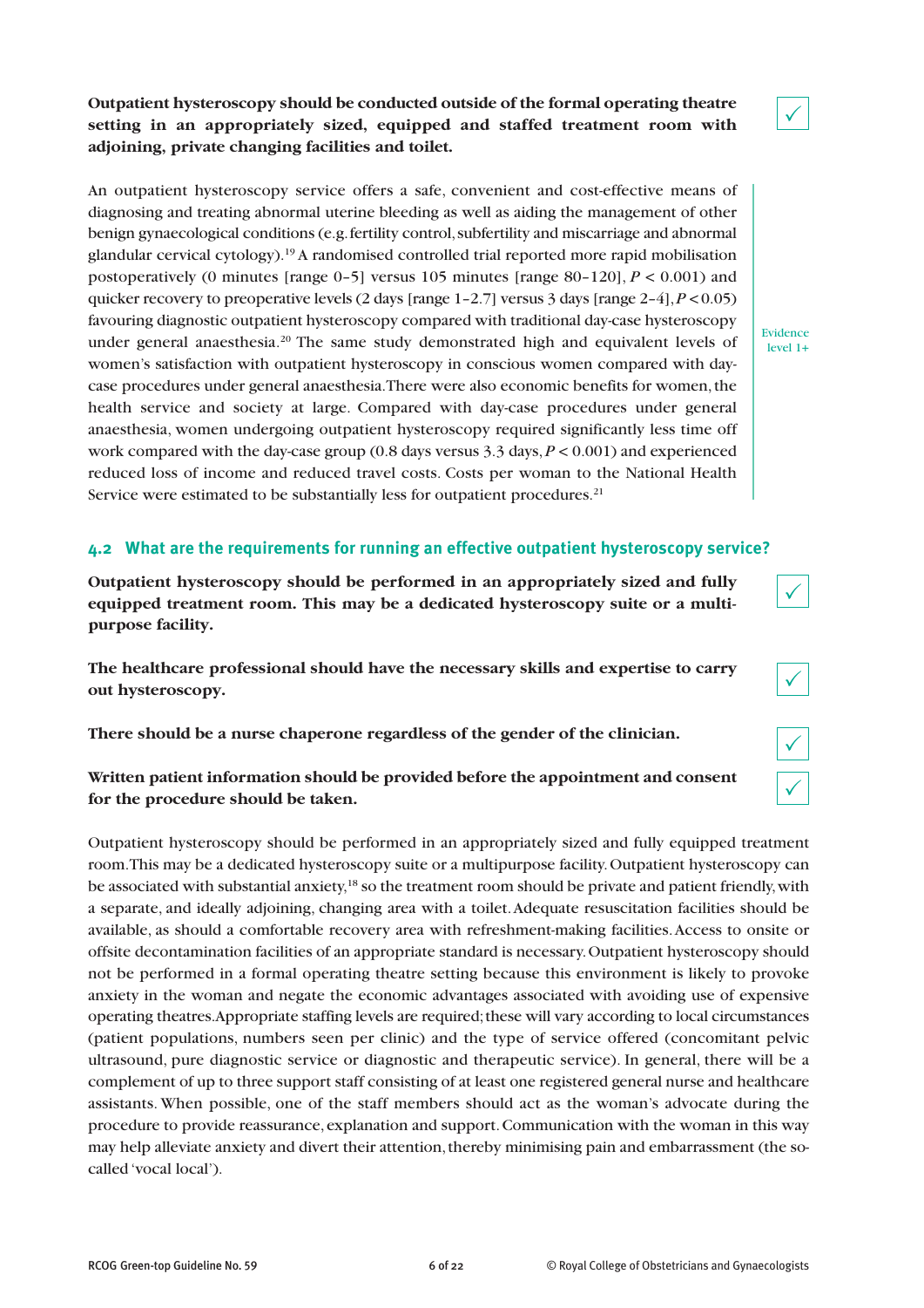**Outpatient hysteroscopy should be conducted outside of the formal operating theatre setting in an appropriately sized, equipped and staffed treatment room with adjoining, private changing facilities and toilet.**

✓

An outpatient hysteroscopy service offers a safe, convenient and cost-effective means of diagnosing and treating abnormal uterine bleeding as well as aiding the management of other benign gynaecological conditions (e.g. fertility control, subfertility and miscarriage and abnormal glandular cervical cytology).[19] A randomised controlled trial reported more rapid mobilisation postoperatively (0 minutes [range 0–5] versus 105 minutes [range 80–120], $P < 0.001$) and quicker recovery to preoperative levels (2 days [range 1–2.7] versus 3 days [range 2–4], $P < 0.05$) favouring diagnostic outpatient hysteroscopy compared with traditional day-case hysteroscopy under general anaesthesia.[20] The same study demonstrated high and equivalent levels of women's satisfaction with outpatient hysteroscopy in conscious women compared with day-case procedures under general anaesthesia. There were also economic benefits for women, the health service and society at large. Compared with day-case procedures under general anaesthesia, women undergoing outpatient hysteroscopy required significantly less time off work compared with the day-case group (0.8 days versus 3.3 days, $P < 0.001$) and experienced reduced loss of income and reduced travel costs. Costs per woman to the National Health Service were estimated to be substantially less for outpatient procedures.[21]

Evidence level 1+

### 4.2 What are the requirements for running an effective outpatient hysteroscopy service?

**Outpatient hysteroscopy should be performed in an appropriately sized and fully equipped treatment room. This may be a dedicated hysteroscopy suite or a multi-purpose facility.**

✓

**The healthcare professional should have the necessary skills and expertise to carry out hysteroscopy.**

✓

**There should be a nurse chaperone regardless of the gender of the clinician.**

✓

**Written patient information should be provided before the appointment and consent for the procedure should be taken.**

✓

Outpatient hysteroscopy should be performed in an appropriately sized and fully equipped treatment room. This may be a dedicated hysteroscopy suite or a multipurpose facility. Outpatient hysteroscopy can be associated with substantial anxiety,[18] so the treatment room should be private and patient friendly, with a separate, and ideally adjoining, changing area with a toilet. Adequate resuscitation facilities should be available, as should a comfortable recovery area with refreshment-making facilities. Access to onsite or offsite decontamination facilities of an appropriate standard is necessary. Outpatient hysteroscopy should not be performed in a formal operating theatre setting because this environment is likely to provoke anxiety in the woman and negate the economic advantages associated with avoiding use of expensive operating theatres. Appropriate staffing levels are required; these will vary according to local circumstances (patient populations, numbers seen per clinic) and the type of service offered (concomitant pelvic ultrasound, pure diagnostic service or diagnostic and therapeutic service). In general, there will be a complement of up to three support staff consisting of at least one registered general nurse and healthcare assistants. When possible, one of the staff members should act as the woman's advocate during the procedure to provide reassurance, explanation and support. Communication with the woman in this way may help alleviate anxiety and divert their attention, thereby minimising pain and embarrassment (the so-called 'vocal local').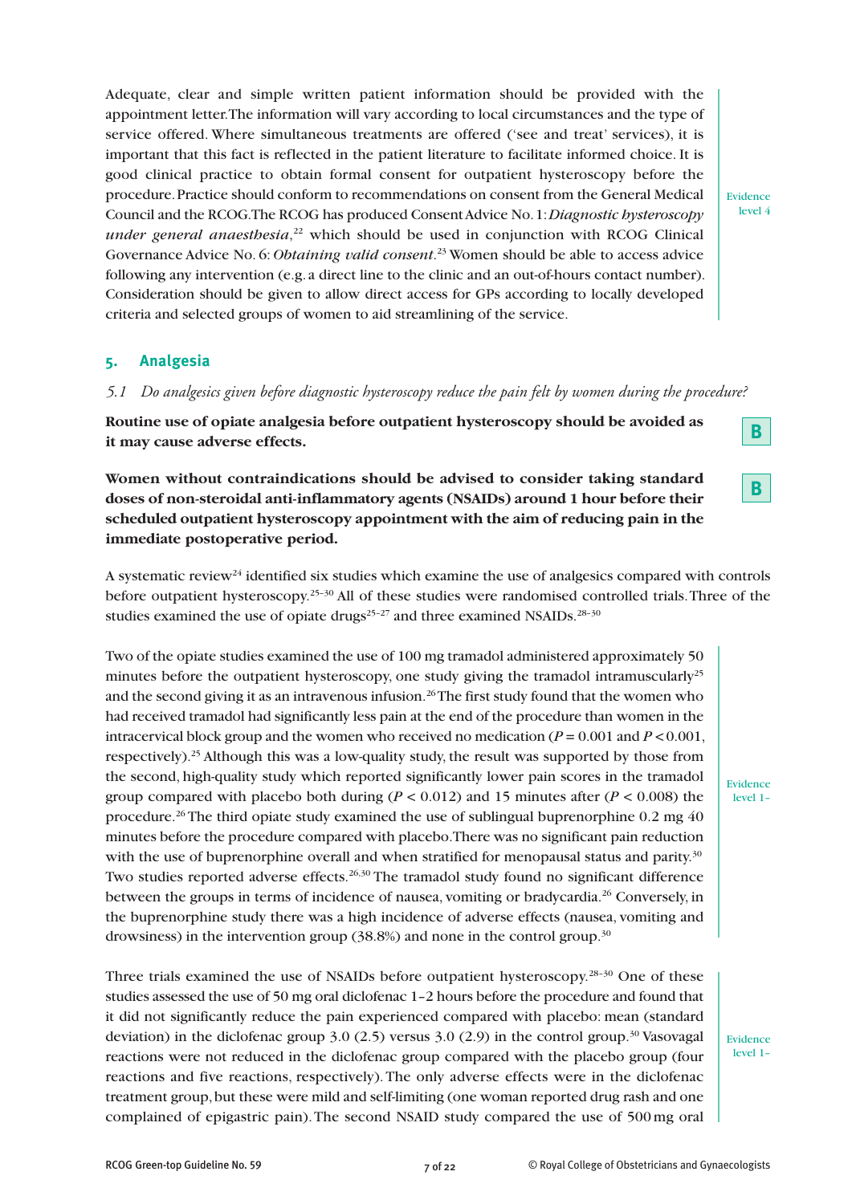Adequate, clear and simple written patient information should be provided with the appointment letter. The information will vary according to local circumstances and the type of service offered. Where simultaneous treatments are offered ('see and treat' services), it is important that this fact is reflected in the patient literature to facilitate informed choice. It is good clinical practice to obtain formal consent for outpatient hysteroscopy before the procedure. Practice should conform to recommendations on consent from the General Medical Council and the RCOG. The RCOG has produced Consent Advice No. 1: *Diagnostic hysteroscopy under general anaesthesia*,[22] which should be used in conjunction with RCOG Clinical Governance Advice No. 6: *Obtaining valid consent*.[23] Women should be able to access advice following any intervention (e.g. a direct line to the clinic and an out-of-hours contact number). Consideration should be given to allow direct access for GPs according to locally developed criteria and selected groups of women to aid streamlining of the service.

Evidence level 4

## 5. Analgesia

*5.1 Do analgesics given before diagnostic hysteroscopy reduce the pain felt by women during the procedure?*

**Routine use of opiate analgesia before outpatient hysteroscopy should be avoided as it may cause adverse effects.**

**B**

**Women without contraindications should be advised to consider taking standard doses of non-steroidal anti-inflammatory agents (NSAIDs) around 1 hour before their scheduled outpatient hysteroscopy appointment with the aim of reducing pain in the immediate postoperative period.**

**B**

A systematic review[24] identified six studies which examine the use of analgesics compared with controls before outpatient hysteroscopy.[25–30] All of these studies were randomised controlled trials. Three of the studies examined the use of opiate drugs[25–27] and three examined NSAIDs.[28–30]

Two of the opiate studies examined the use of 100 mg tramadol administered approximately 50 minutes before the outpatient hysteroscopy, one study giving the tramadol intramuscularly[25] and the second giving it as an intravenous infusion.[26] The first study found that the women who had received tramadol had significantly less pain at the end of the procedure than women in the intracervical block group and the women who received no medication ($P = 0.001$ and $P < 0.001$, respectively).[25] Although this was a low-quality study, the result was supported by those from the second, high-quality study which reported significantly lower pain scores in the tramadol group compared with placebo both during ($P < 0.012$) and 15 minutes after ($P < 0.008$) the procedure.[26] The third opiate study examined the use of sublingual buprenorphine 0.2 mg 40 minutes before the procedure compared with placebo. There was no significant pain reduction with the use of buprenorphine overall and when stratified for menopausal status and parity.[30] Two studies reported adverse effects.[26,30] The tramadol study found no significant difference between the groups in terms of incidence of nausea, vomiting or bradycardia.[26] Conversely, in the buprenorphine study there was a high incidence of adverse effects (nausea, vomiting and drowsiness) in the intervention group (38.8%) and none in the control group.[30]

Evidence level 1–

Three trials examined the use of NSAIDs before outpatient hysteroscopy.[28–30] One of these studies assessed the use of 50 mg oral diclofenac 1–2 hours before the procedure and found that it did not significantly reduce the pain experienced compared with placebo: mean (standard deviation) in the diclofenac group 3.0 (2.5) versus 3.0 (2.9) in the control group.[30] Vasovagal reactions were not reduced in the diclofenac group compared with the placebo group (four reactions and five reactions, respectively). The only adverse effects were in the diclofenac treatment group, but these were mild and self-limiting (one woman reported drug rash and one complained of epigastric pain). The second NSAID study compared the use of 500 mg oral

Evidence level 1–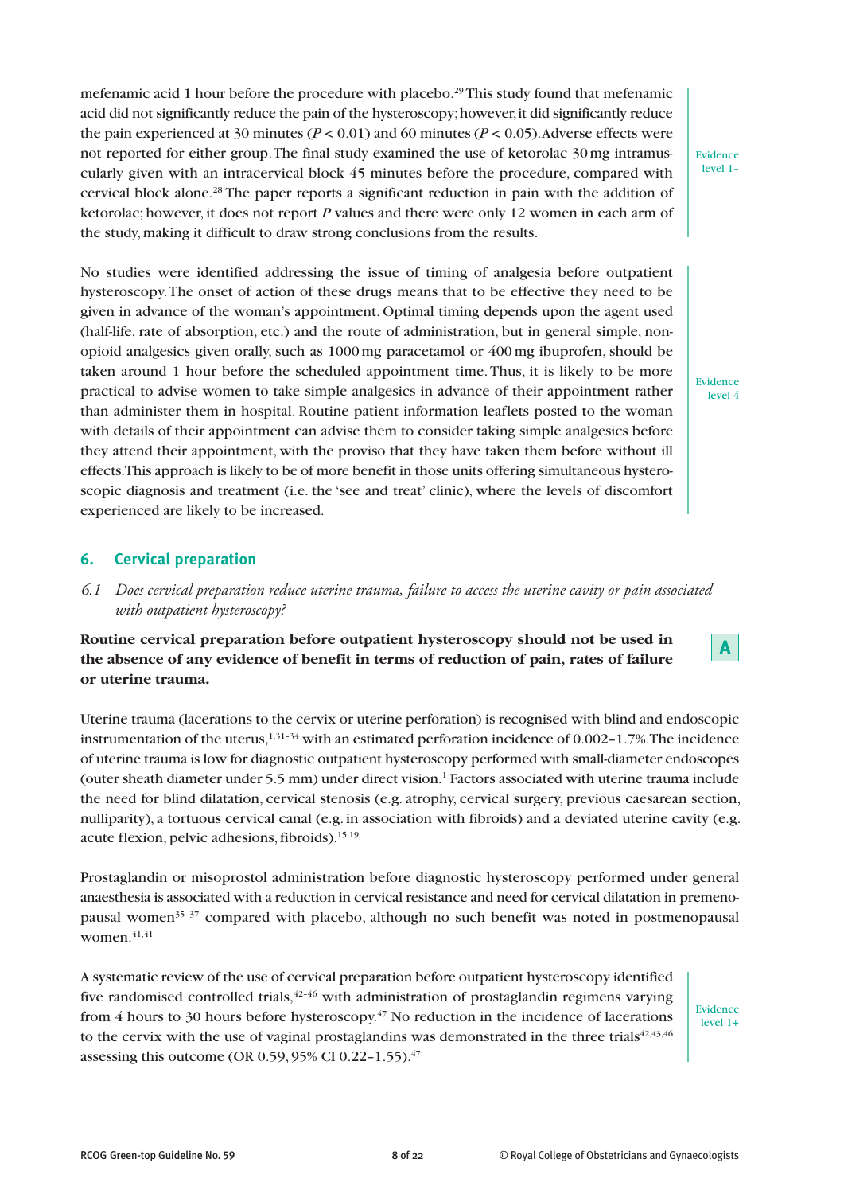mefenamic acid 1 hour before the procedure with placebo.[29] This study found that mefenamic acid did not significantly reduce the pain of the hysteroscopy; however, it did significantly reduce the pain experienced at 30 minutes ($P < 0.01$) and 60 minutes ($P < 0.05$). Adverse effects were not reported for either group. The final study examined the use of ketorolac 30 mg intramuscularly given with an intracervical block 45 minutes before the procedure, compared with cervical block alone.[28] The paper reports a significant reduction in pain with the addition of ketorolac; however, it does not report $P$ values and there were only 12 women in each arm of the study, making it difficult to draw strong conclusions from the results.

Evidence level 1–

No studies were identified addressing the issue of timing of analgesia before outpatient hysteroscopy. The onset of action of these drugs means that to be effective they need to be given in advance of the woman's appointment. Optimal timing depends upon the agent used (half-life, rate of absorption, etc.) and the route of administration, but in general simple, non-opioid analgesics given orally, such as 1000 mg paracetamol or 400 mg ibuprofen, should be taken around 1 hour before the scheduled appointment time. Thus, it is likely to be more practical to advise women to take simple analgesics in advance of their appointment rather than administer them in hospital. Routine patient information leaflets posted to the woman with details of their appointment can advise them to consider taking simple analgesics before they attend their appointment, with the proviso that they have taken them before without ill effects. This approach is likely to be of more benefit in those units offering simultaneous hysteroscopic diagnosis and treatment (i.e. the 'see and treat' clinic), where the levels of discomfort experienced are likely to be increased.

Evidence level 4

## 6. Cervical preparation

*6.1 Does cervical preparation reduce uterine trauma, failure to access the uterine cavity or pain associated with outpatient hysteroscopy?*

**Routine cervical preparation before outpatient hysteroscopy should not be used in the absence of any evidence of benefit in terms of reduction of pain, rates of failure or uterine trauma.**

**A**

Uterine trauma (lacerations to the cervix or uterine perforation) is recognised with blind and endoscopic instrumentation of the uterus,[1,31–34] with an estimated perforation incidence of 0.002–1.7%. The incidence of uterine trauma is low for diagnostic outpatient hysteroscopy performed with small-diameter endoscopes (outer sheath diameter under 5.5 mm) under direct vision.[1] Factors associated with uterine trauma include the need for blind dilatation, cervical stenosis (e.g. atrophy, cervical surgery, previous caesarean section, nulliparity), a tortuous cervical canal (e.g. in association with fibroids) and a deviated uterine cavity (e.g. acute flexion, pelvic adhesions, fibroids).[15,19]

Prostaglandin or misoprostol administration before diagnostic hysteroscopy performed under general anaesthesia is associated with a reduction in cervical resistance and need for cervical dilatation in premenopausal women[35–37] compared with placebo, although no such benefit was noted in postmenopausal women.[41,41]

A systematic review of the use of cervical preparation before outpatient hysteroscopy identified five randomised controlled trials,[42–46] with administration of prostaglandin regimens varying from 4 hours to 30 hours before hysteroscopy.[47] No reduction in the incidence of lacerations to the cervix with the use of vaginal prostaglandins was demonstrated in the three trials[42,43,46] assessing this outcome (OR 0.59, 95% CI 0.22–1.55).[47]

Evidence level 1+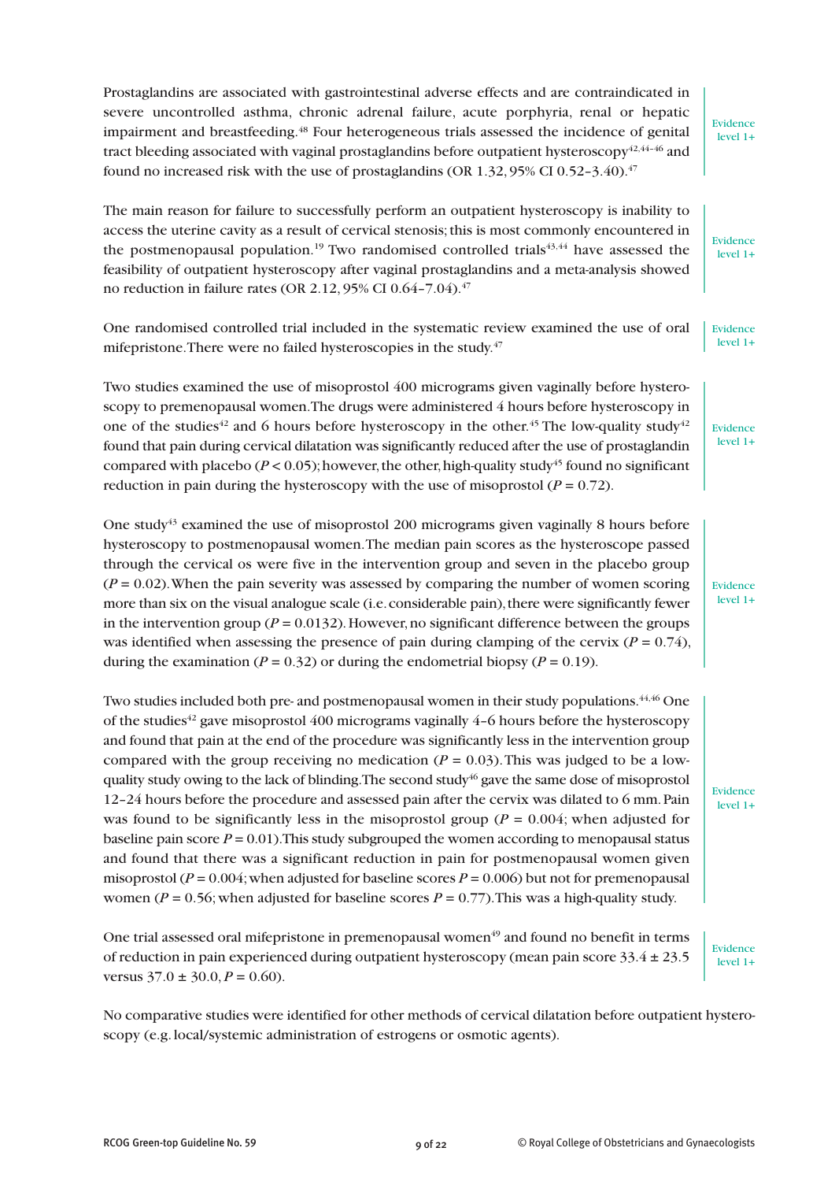Prostaglandins are associated with gastrointestinal adverse effects and are contraindicated in severe uncontrolled asthma, chronic adrenal failure, acute porphyria, renal or hepatic impairment and breastfeeding.[48] Four heterogeneous trials assessed the incidence of genital tract bleeding associated with vaginal prostaglandins before outpatient hysteroscopy[42,44–46] and found no increased risk with the use of prostaglandins (OR 1.32, 95% CI 0.52–3.40).[47]

Evidence level 1+

The main reason for failure to successfully perform an outpatient hysteroscopy is inability to access the uterine cavity as a result of cervical stenosis; this is most commonly encountered in the postmenopausal population.[19] Two randomised controlled trials[43,44] have assessed the feasibility of outpatient hysteroscopy after vaginal prostaglandins and a meta-analysis showed no reduction in failure rates (OR 2.12, 95% CI 0.64–7.04).[47]

Evidence level 1+

One randomised controlled trial included in the systematic review examined the use of oral mifepristone. There were no failed hysteroscopies in the study.[47]

Evidence level 1+

Two studies examined the use of misoprostol 400 micrograms given vaginally before hysteroscopy to premenopausal women. The drugs were administered 4 hours before hysteroscopy in one of the studies[42] and 6 hours before hysteroscopy in the other.[45] The low-quality study[42] found that pain during cervical dilatation was significantly reduced after the use of prostaglandin compared with placebo ($P < 0.05$); however, the other, high-quality study[45] found no significant reduction in pain during the hysteroscopy with the use of misoprostol ($P = 0.72$).

Evidence level 1+

One study[43] examined the use of misoprostol 200 micrograms given vaginally 8 hours before hysteroscopy to postmenopausal women. The median pain scores as the hysteroscope passed through the cervical os were five in the intervention group and seven in the placebo group ($P = 0.02$). When the pain severity was assessed by comparing the number of women scoring more than six on the visual analogue scale (i.e. considerable pain), there were significantly fewer in the intervention group ($P = 0.0132$). However, no significant difference between the groups was identified when assessing the presence of pain during clamping of the cervix ($P = 0.74$), during the examination ($P = 0.32$) or during the endometrial biopsy ($P = 0.19$).

Evidence level 1+

Two studies included both pre- and postmenopausal women in their study populations.[44,46] One of the studies[42] gave misoprostol 400 micrograms vaginally 4–6 hours before the hysteroscopy and found that pain at the end of the procedure was significantly less in the intervention group compared with the group receiving no medication ($P = 0.03$). This was judged to be a low-quality study owing to the lack of blinding. The second study[46] gave the same dose of misoprostol 12–24 hours before the procedure and assessed pain after the cervix was dilated to 6 mm. Pain was found to be significantly less in the misoprostol group ($P = 0.004$; when adjusted for baseline pain score $P = 0.01$). This study subgrouped the women according to menopausal status and found that there was a significant reduction in pain for postmenopausal women given misoprostol ($P = 0.004$; when adjusted for baseline scores $P = 0.006$) but not for premenopausal women ($P = 0.56$; when adjusted for baseline scores $P = 0.77$). This was a high-quality study.

Evidence level 1+

One trial assessed oral mifepristone in premenopausal women[49] and found no benefit in terms of reduction in pain experienced during outpatient hysteroscopy (mean pain score $33.4 \pm 23.5$ versus $37.0 \pm 30.0$, $P = 0.60$).

Evidence level 1+

No comparative studies were identified for other methods of cervical dilatation before outpatient hysteroscopy (e.g. local/systemic administration of estrogens or osmotic agents).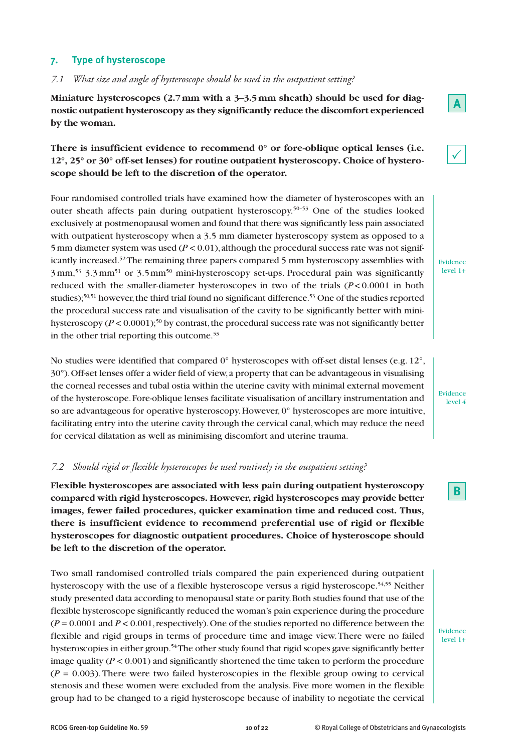## 7. Type of hysteroscope

*7.1 What size and angle of hysteroscope should be used in the outpatient setting?*

**Miniature hysteroscopes (2.7 mm with a 3–3.5 mm sheath) should be used for diagnostic outpatient hysteroscopy as they significantly reduce the discomfort experienced by the woman.**

A

**There is insufficient evidence to recommend 0° or fore-oblique optical lenses (i.e. 12°, 25° or 30° off-set lenses) for routine outpatient hysteroscopy. Choice of hysteroscope should be left to the discretion of the operator.**

✓

Four randomised controlled trials have examined how the diameter of hysteroscopes with an outer sheath affects pain during outpatient hysteroscopy.[50–53] One of the studies looked exclusively at postmenopausal women and found that there was significantly less pain associated with outpatient hysteroscopy when a 3.5 mm diameter hysteroscopy system as opposed to a 5 mm diameter system was used ($P < 0.01$), although the procedural success rate was not significantly increased.[52] The remaining three papers compared 5 mm hysteroscopy assemblies with 3 mm,[53] 3.3 mm[51] or 3.5 mm[50] mini-hysteroscopy set-ups. Procedural pain was significantly reduced with the smaller-diameter hysteroscopes in two of the trials ($P < 0.0001$ in both studies);[50,51] however, the third trial found no significant difference.[53] One of the studies reported the procedural success rate and visualisation of the cavity to be significantly better with mini-hysteroscopy ($P < 0.0001$);[50] by contrast, the procedural success rate was not significantly better in the other trial reporting this outcome.[53]

Evidence level 1+

No studies were identified that compared 0° hysteroscopes with off-set distal lenses (e.g. 12°, 30°). Off-set lenses offer a wider field of view, a property that can be advantageous in visualising the corneal recesses and tubal ostia within the uterine cavity with minimal external movement of the hysteroscope. Fore-oblique lenses facilitate visualisation of ancillary instrumentation and so are advantageous for operative hysteroscopy. However, 0° hysteroscopes are more intuitive, facilitating entry into the uterine cavity through the cervical canal, which may reduce the need for cervical dilatation as well as minimising discomfort and uterine trauma.

Evidence level 4

*7.2 Should rigid or flexible hysteroscopes be used routinely in the outpatient setting?*

**Flexible hysteroscopes are associated with less pain during outpatient hysteroscopy compared with rigid hysteroscopes. However, rigid hysteroscopes may provide better images, fewer failed procedures, quicker examination time and reduced cost. Thus, there is insufficient evidence to recommend preferential use of rigid or flexible hysteroscopes for diagnostic outpatient procedures. Choice of hysteroscope should be left to the discretion of the operator.**

B

Two small randomised controlled trials compared the pain experienced during outpatient hysteroscopy with the use of a flexible hysteroscope versus a rigid hysteroscope.[54,55] Neither study presented data according to menopausal state or parity. Both studies found that use of the flexible hysteroscope significantly reduced the woman's pain experience during the procedure ($P = 0.0001$ and $P < 0.001$, respectively). One of the studies reported no difference between the flexible and rigid groups in terms of procedure time and image view. There were no failed hysteroscopies in either group.[54] The other study found that rigid scopes gave significantly better image quality ($P < 0.001$) and significantly shortened the time taken to perform the procedure ($P = 0.003$). There were two failed hysteroscopies in the flexible group owing to cervical stenosis and these women were excluded from the analysis. Five more women in the flexible group had to be changed to a rigid hysteroscope because of inability to negotiate the cervical

Evidence level 1+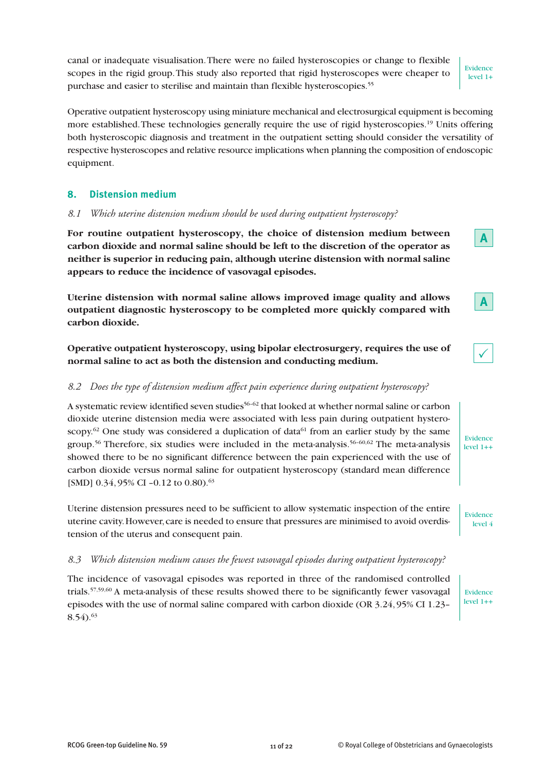canal or inadequate visualisation. There were no failed hysteroscopies or change to flexible scopes in the rigid group. This study also reported that rigid hysteroscopes were cheaper to purchase and easier to sterilise and maintain than flexible hysteroscopies.[55]

Evidence level 1+

Operative outpatient hysteroscopy using miniature mechanical and electrosurgical equipment is becoming more established. These technologies generally require the use of rigid hysteroscopies.[19] Units offering both hysteroscopic diagnosis and treatment in the outpatient setting should consider the versatility of respective hysteroscopes and relative resource implications when planning the composition of endoscopic equipment.

## 8. Distension medium

### *8.1 Which uterine distension medium should be used during outpatient hysteroscopy?*

**For routine outpatient hysteroscopy, the choice of distension medium between carbon dioxide and normal saline should be left to the discretion of the operator as neither is superior in reducing pain, although uterine distension with normal saline appears to reduce the incidence of vasovagal episodes.**

**A**

**Uterine distension with normal saline allows improved image quality and allows outpatient diagnostic hysteroscopy to be completed more quickly compared with carbon dioxide.**

**A**

**Operative outpatient hysteroscopy, using bipolar electrosurgery, requires the use of normal saline to act as both the distension and conducting medium.**

✓

### *8.2 Does the type of distension medium affect pain experience during outpatient hysteroscopy?*

A systematic review identified seven studies[56–62] that looked at whether normal saline or carbon dioxide uterine distension media were associated with less pain during outpatient hysteroscopy.[62] One study was considered a duplication of data[61] from an earlier study by the same group.[56] Therefore, six studies were included in the meta-analysis.[56–60,62] The meta-analysis showed there to be no significant difference between the pain experienced with the use of carbon dioxide versus normal saline for outpatient hysteroscopy (standard mean difference [SMD] 0.34, 95% CI –0.12 to 0.80).[63]

Evidence level 1++

Uterine distension pressures need to be sufficient to allow systematic inspection of the entire uterine cavity. However, care is needed to ensure that pressures are minimised to avoid overdistension of the uterus and consequent pain.

Evidence level 4

### *8.3 Which distension medium causes the fewest vasovagal episodes during outpatient hysteroscopy?*

The incidence of vasovagal episodes was reported in three of the randomised controlled trials.[57,59,60] A meta-analysis of these results showed there to be significantly fewer vasovagal episodes with the use of normal saline compared with carbon dioxide (OR 3.24, 95% CI 1.23–8.54).[63]

Evidence level 1++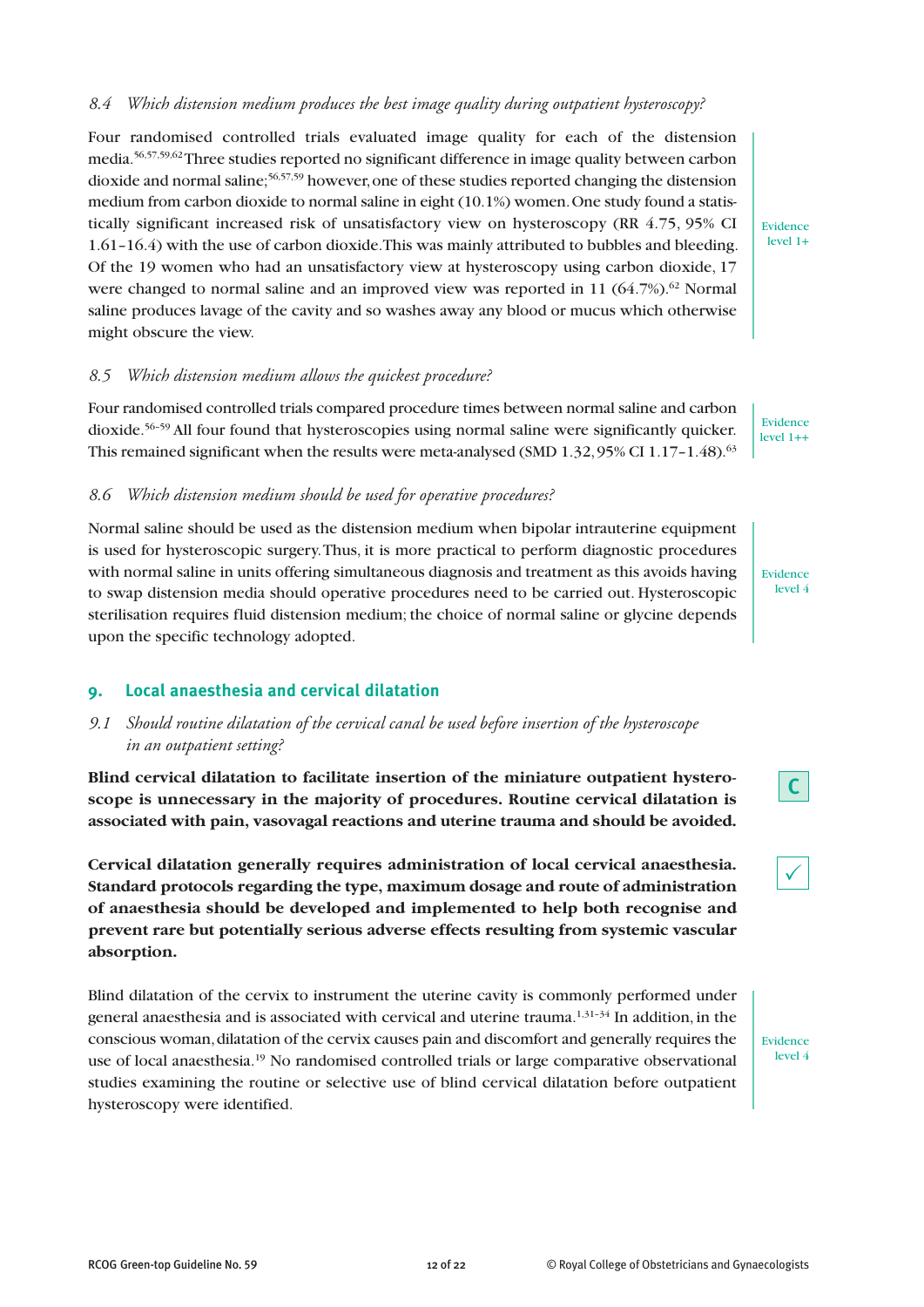### *8.4 Which distension medium produces the best image quality during outpatient hysteroscopy?*

Four randomised controlled trials evaluated image quality for each of the distension media.[56,57,59,62] Three studies reported no significant difference in image quality between carbon dioxide and normal saline;[56,57,59] however, one of these studies reported changing the distension medium from carbon dioxide to normal saline in eight (10.1%) women. One study found a statistically significant increased risk of unsatisfactory view on hysteroscopy (RR 4.75, 95% CI 1.61–16.4) with the use of carbon dioxide. This was mainly attributed to bubbles and bleeding. Of the 19 women who had an unsatisfactory view at hysteroscopy using carbon dioxide, 17 were changed to normal saline and an improved view was reported in 11 (64.7%).[62] Normal saline produces lavage of the cavity and so washes away any blood or mucus which otherwise might obscure the view.

Evidence level 1+

### *8.5 Which distension medium allows the quickest procedure?*

Four randomised controlled trials compared procedure times between normal saline and carbon dioxide.[56–59] All four found that hysteroscopies using normal saline were significantly quicker. This remained significant when the results were meta-analysed (SMD 1.32, 95% CI 1.17–1.48).[63]

Evidence level 1++

### *8.6 Which distension medium should be used for operative procedures?*

Normal saline should be used as the distension medium when bipolar intrauterine equipment is used for hysteroscopic surgery. Thus, it is more practical to perform diagnostic procedures with normal saline in units offering simultaneous diagnosis and treatment as this avoids having to swap distension media should operative procedures need to be carried out. Hysteroscopic sterilisation requires fluid distension medium; the choice of normal saline or glycine depends upon the specific technology adopted.

Evidence level 4

## 9. Local anaesthesia and cervical dilatation

### *9.1 Should routine dilatation of the cervical canal be used before insertion of the hysteroscope in an outpatient setting?*

**Blind cervical dilatation to facilitate insertion of the miniature outpatient hysteroscope is unnecessary in the majority of procedures. Routine cervical dilatation is associated with pain, vasovagal reactions and uterine trauma and should be avoided.**

C

**Cervical dilatation generally requires administration of local cervical anaesthesia. Standard protocols regarding the type, maximum dosage and route of administration of anaesthesia should be developed and implemented to help both recognise and prevent rare but potentially serious adverse effects resulting from systemic vascular absorption.**

✓

Blind dilatation of the cervix to instrument the uterine cavity is commonly performed under general anaesthesia and is associated with cervical and uterine trauma.[1,31–34] In addition, in the conscious woman, dilatation of the cervix causes pain and discomfort and generally requires the use of local anaesthesia.[19] No randomised controlled trials or large comparative observational studies examining the routine or selective use of blind cervical dilatation before outpatient hysteroscopy were identified.

Evidence level 4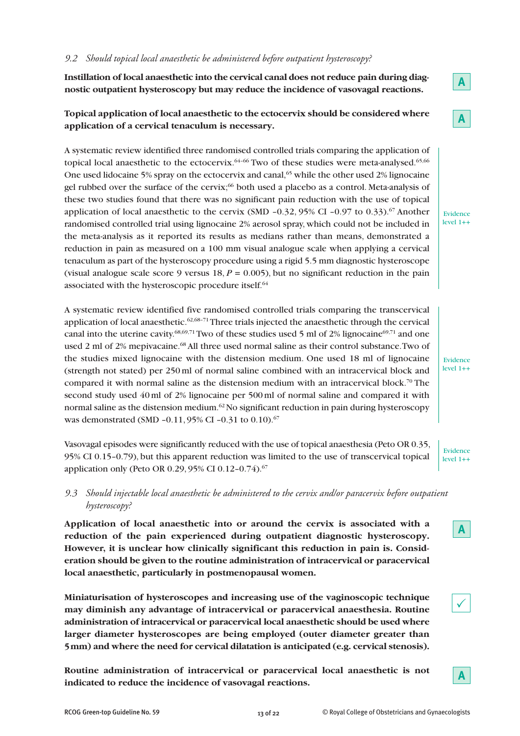### *9.2 Should topical local anaesthetic be administered before outpatient hysteroscopy?*

**Instillation of local anaesthetic into the cervical canal does not reduce pain during diagnostic outpatient hysteroscopy but may reduce the incidence of vasovagal reactions.**

A

**Topical application of local anaesthetic to the ectocervix should be considered where application of a cervical tenaculum is necessary.**

A

A systematic review identified three randomised controlled trials comparing the application of topical local anaesthetic to the ectocervix.[64–66] Two of these studies were meta-analysed.[65,66] One used lidocaine 5% spray on the ectocervix and canal,[65] while the other used 2% lignocaine gel rubbed over the surface of the cervix;[66] both used a placebo as a control. Meta-analysis of these two studies found that there was no significant pain reduction with the use of topical application of local anaesthetic to the cervix (SMD –0.32, 95% CI –0.97 to 0.33).[67] Another randomised controlled trial using lignocaine 2% aerosol spray, which could not be included in the meta-analysis as it reported its results as medians rather than means, demonstrated a reduction in pain as measured on a 100 mm visual analogue scale when applying a cervical tenaculum as part of the hysteroscopy procedure using a rigid 5.5 mm diagnostic hysteroscope (visual analogue scale score 9 versus 18, $P = 0.005$), but no significant reduction in the pain associated with the hysteroscopic procedure itself.[64]

Evidence level 1++

A systematic review identified five randomised controlled trials comparing the transcervical application of local anaesthetic.[62,68–71] Three trials injected the anaesthetic through the cervical canal into the uterine cavity.[68,69,71] Two of these studies used 5 ml of 2% lignocaine[69,71] and one used 2 ml of 2% mepivacaine.[68] All three used normal saline as their control substance. Two of the studies mixed lignocaine with the distension medium. One used 18 ml of lignocaine (strength not stated) per 250 ml of normal saline combined with an intracervical block and compared it with normal saline as the distension medium with an intracervical block.[70] The second study used 40 ml of 2% lignocaine per 500 ml of normal saline and compared it with normal saline as the distension medium.[62] No significant reduction in pain during hysteroscopy was demonstrated (SMD –0.11, 95% CI –0.31 to 0.10).[67]

Evidence level 1++

Vasovagal episodes were significantly reduced with the use of topical anaesthesia (Peto OR 0.35, 95% CI 0.15–0.79), but this apparent reduction was limited to the use of transcervical topical application only (Peto OR 0.29, 95% CI 0.12–0.74).[67]

Evidence level 1++

### *9.3 Should injectable local anaesthetic be administered to the cervix and/or paracervix before outpatient hysteroscopy?*

**Application of local anaesthetic into or around the cervix is associated with a reduction of the pain experienced during outpatient diagnostic hysteroscopy. However, it is unclear how clinically significant this reduction in pain is. Consideration should be given to the routine administration of intracervical or paracervical local anaesthetic, particularly in postmenopausal women.**

A

**Miniaturisation of hysteroscopes and increasing use of the vaginoscopic technique may diminish any advantage of intracervical or paracervical anaesthesia. Routine administration of intracervical or paracervical local anaesthetic should be used where larger diameter hysteroscopes are being employed (outer diameter greater than 5 mm) and where the need for cervical dilatation is anticipated (e.g. cervical stenosis).**

✓

**Routine administration of intracervical or paracervical local anaesthetic is not indicated to reduce the incidence of vasovagal reactions.**

A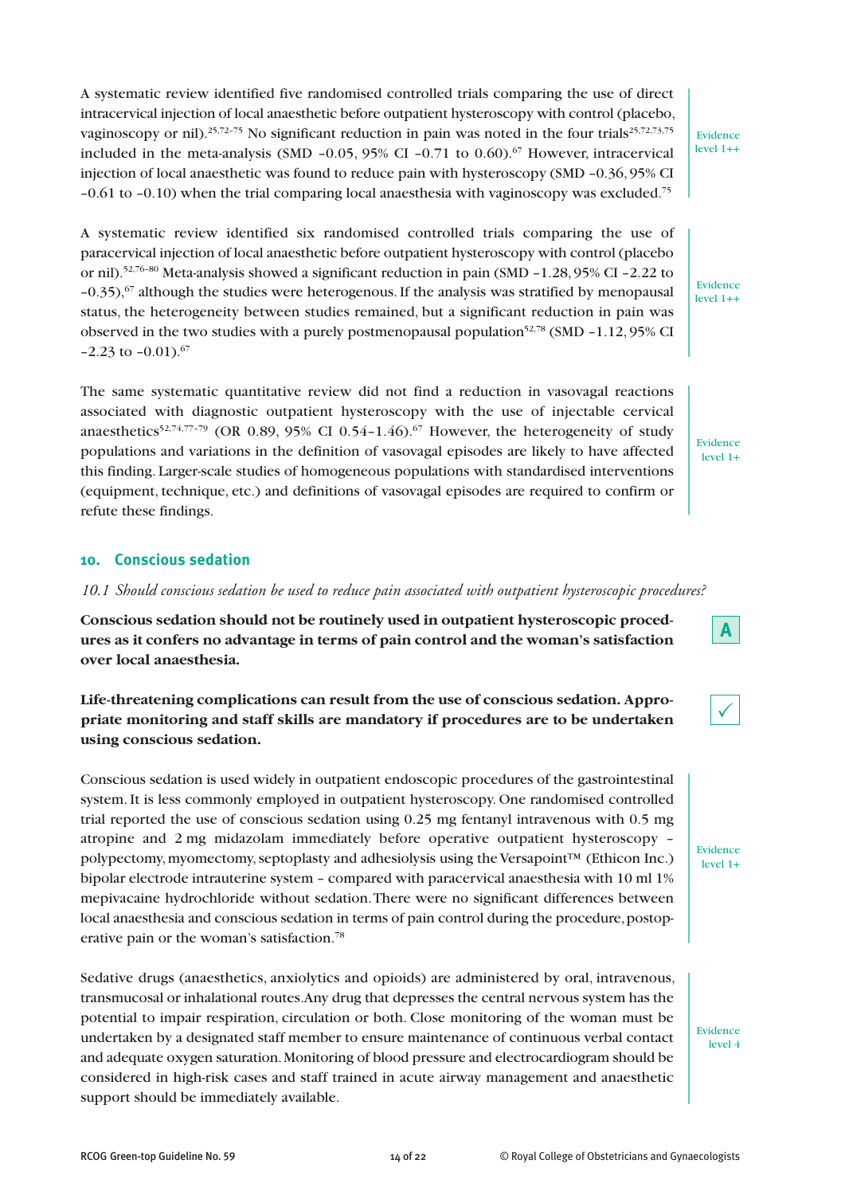A systematic review identified five randomised controlled trials comparing the use of direct intracervical injection of local anaesthetic before outpatient hysteroscopy with control (placebo, vaginoscopy or nil).[25,72–75] No significant reduction in pain was noted in the four trials[25,72,73,75] included in the meta-analysis (SMD –0.05, 95% CI –0.71 to 0.60).[67] However, intracervical injection of local anaesthetic was found to reduce pain with hysteroscopy (SMD –0.36, 95% CI –0.61 to –0.10) when the trial comparing local anaesthesia with vaginoscopy was excluded.[75]

Evidence level 1++

A systematic review identified six randomised controlled trials comparing the use of paracervical injection of local anaesthetic before outpatient hysteroscopy with control (placebo or nil).[52,76–80] Meta-analysis showed a significant reduction in pain (SMD –1.28, 95% CI –2.22 to –0.35),[67] although the studies were heterogenous. If the analysis was stratified by menopausal status, the heterogeneity between studies remained, but a significant reduction in pain was observed in the two studies with a purely postmenopausal population[52,78] (SMD –1.12, 95% CI –2.23 to –0.01).[67]

Evidence level 1++

The same systematic quantitative review did not find a reduction in vasovagal reactions associated with diagnostic outpatient hysteroscopy with the use of injectable cervical anaesthetics[52,74,77–79] (OR 0.89, 95% CI 0.54–1.46).[67] However, the heterogeneity of study populations and variations in the definition of vasovagal episodes are likely to have affected this finding. Larger-scale studies of homogeneous populations with standardised interventions (equipment, technique, etc.) and definitions of vasovagal episodes are required to confirm or refute these findings.

Evidence level 1+

## 10. Conscious sedation

*10.1 Should conscious sedation be used to reduce pain associated with outpatient hysteroscopic procedures?*

**Conscious sedation should not be routinely used in outpatient hysteroscopic procedures as it confers no advantage in terms of pain control and the woman's satisfaction over local anaesthesia.**

A

**Life-threatening complications can result from the use of conscious sedation. Appropriate monitoring and staff skills are mandatory if procedures are to be undertaken using conscious sedation.**

✓

Conscious sedation is used widely in outpatient endoscopic procedures of the gastrointestinal system. It is less commonly employed in outpatient hysteroscopy. One randomised controlled trial reported the use of conscious sedation using 0.25 mg fentanyl intravenous with 0.5 mg atropine and 2 mg midazolam immediately before operative outpatient hysteroscopy – polypectomy, myomectomy, septoplasty and adhesiolysis using the Versapoint™ (Ethicon Inc.) bipolar electrode intrauterine system – compared with paracervical anaesthesia with 10 ml 1% mepivacaine hydrochloride without sedation. There were no significant differences between local anaesthesia and conscious sedation in terms of pain control during the procedure, postoperative pain or the woman's satisfaction.[78]

Evidence level 1+

Sedative drugs (anaesthetics, anxiolytics and opioids) are administered by oral, intravenous, transmucosal or inhalational routes. Any drug that depresses the central nervous system has the potential to impair respiration, circulation or both. Close monitoring of the woman must be undertaken by a designated staff member to ensure maintenance of continuous verbal contact and adequate oxygen saturation. Monitoring of blood pressure and electrocardiogram should be considered in high-risk cases and staff trained in acute airway management and anaesthetic support should be immediately available.

Evidence level 4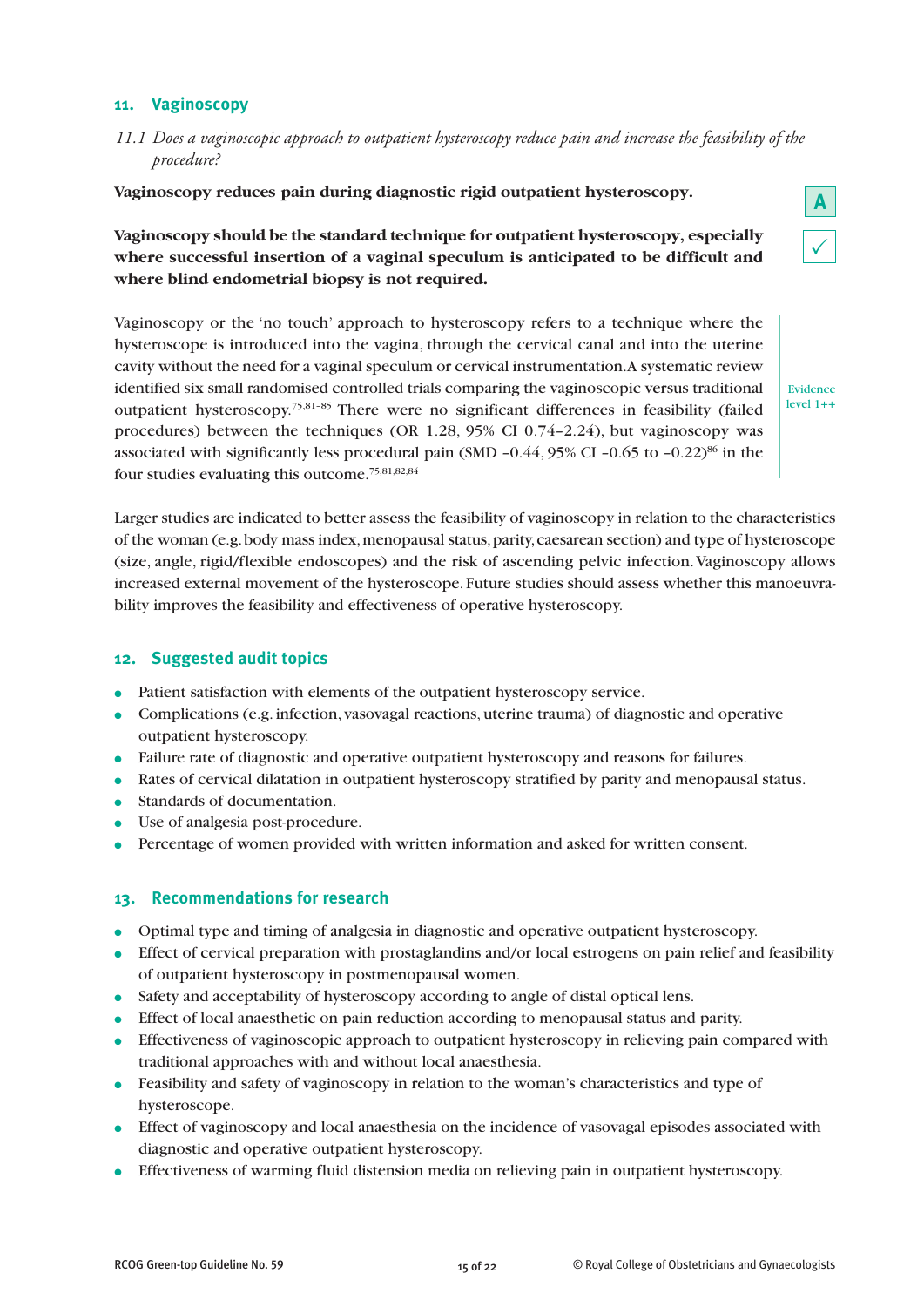## 11. Vaginoscopy

*11.1 Does a vaginoscopic approach to outpatient hysteroscopy reduce pain and increase the feasibility of the procedure?*

**Vaginoscopy reduces pain during diagnostic rigid outpatient hysteroscopy.** **A**

**Vaginoscopy should be the standard technique for outpatient hysteroscopy, especially where successful insertion of a vaginal speculum is anticipated to be difficult and where blind endometrial biopsy is not required.** ✓

Vaginoscopy or the 'no touch' approach to hysteroscopy refers to a technique where the hysteroscope is introduced into the vagina, through the cervical canal and into the uterine cavity without the need for a vaginal speculum or cervical instrumentation. A systematic review identified six small randomised controlled trials comparing the vaginoscopic versus traditional outpatient hysteroscopy.[75,81–85] There were no significant differences in feasibility (failed procedures) between the techniques (OR 1.28, 95% CI 0.74–2.24), but vaginoscopy was associated with significantly less procedural pain (SMD –0.44, 95% CI –0.65 to –0.22)[86] in the four studies evaluating this outcome.[75,81,82,84]

Evidence level 1++

Larger studies are indicated to better assess the feasibility of vaginoscopy in relation to the characteristics of the woman (e.g. body mass index, menopausal status, parity, caesarean section) and type of hysteroscope (size, angle, rigid/flexible endoscopes) and the risk of ascending pelvic infection. Vaginoscopy allows increased external movement of the hysteroscope. Future studies should assess whether this manoeuvrability improves the feasibility and effectiveness of operative hysteroscopy.

## 12. Suggested audit topics

- Patient satisfaction with elements of the outpatient hysteroscopy service.
- Complications (e.g. infection, vasovagal reactions, uterine trauma) of diagnostic and operative outpatient hysteroscopy.
- Failure rate of diagnostic and operative outpatient hysteroscopy and reasons for failures.
- Rates of cervical dilatation in outpatient hysteroscopy stratified by parity and menopausal status.
- Standards of documentation.
- Use of analgesia post-procedure.
- Percentage of women provided with written information and asked for written consent.

## 13. Recommendations for research

- Optimal type and timing of analgesia in diagnostic and operative outpatient hysteroscopy.
- Effect of cervical preparation with prostaglandins and/or local estrogens on pain relief and feasibility of outpatient hysteroscopy in postmenopausal women.
- Safety and acceptability of hysteroscopy according to angle of distal optical lens.
- Effect of local anaesthetic on pain reduction according to menopausal status and parity.
- Effectiveness of vaginoscopic approach to outpatient hysteroscopy in relieving pain compared with traditional approaches with and without local anaesthesia.
- Feasibility and safety of vaginoscopy in relation to the woman's characteristics and type of hysteroscope.
- Effect of vaginoscopy and local anaesthesia on the incidence of vasovagal episodes associated with diagnostic and operative outpatient hysteroscopy.
- Effectiveness of warming fluid distension media on relieving pain in outpatient hysteroscopy.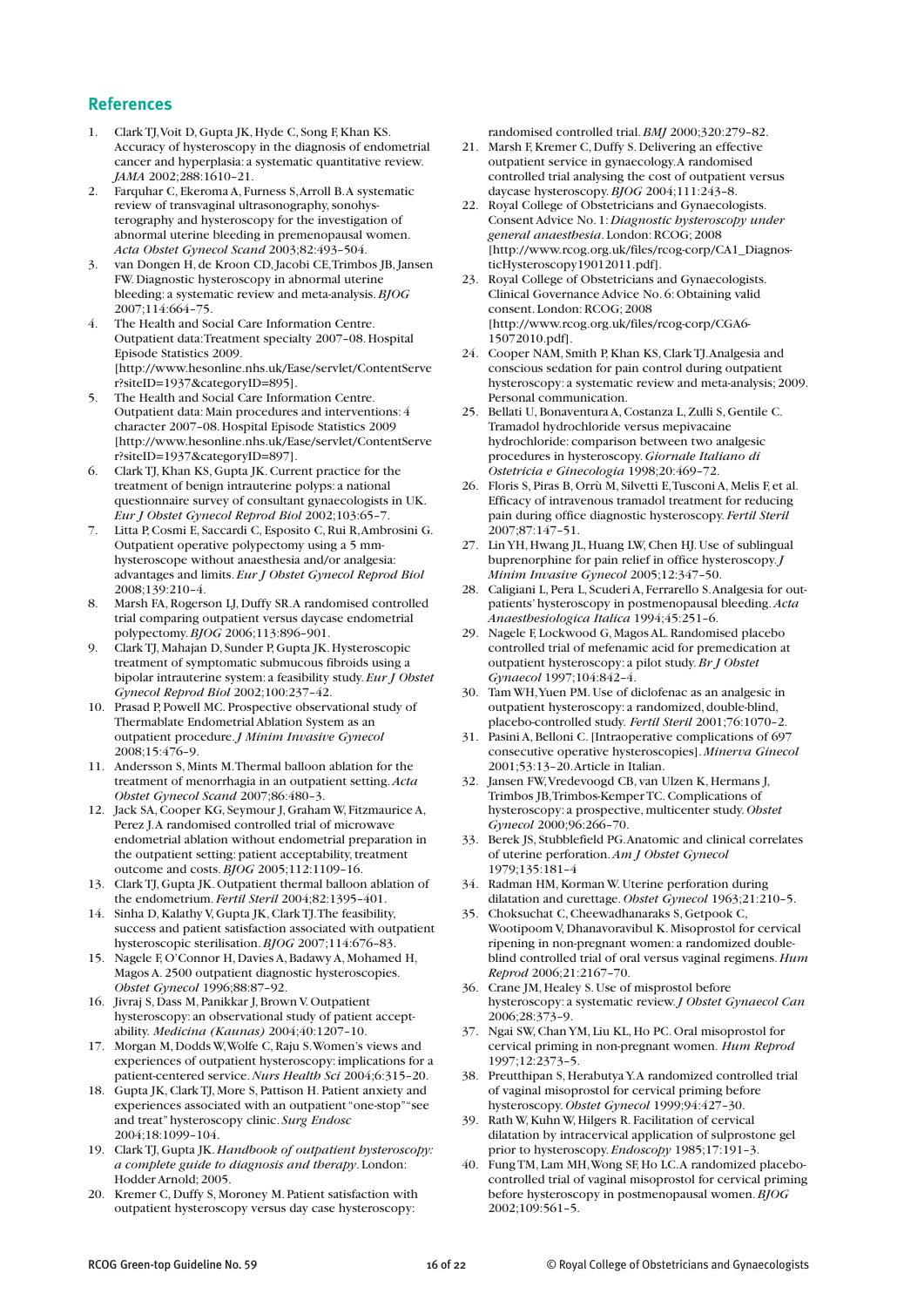## References

1. Clark TJ, Voit D, Gupta JK, Hyde C, Song F, Khan KS. Accuracy of hysteroscopy in the diagnosis of endometrial cancer and hyperplasia: a systematic quantitative review. *JAMA* 2002;288:1610–21.
2. Farquhar C, Ekeroma A, Furness S, Arroll B. A systematic review of transvaginal ultrasonography, sonohysterography and hysteroscopy for the investigation of abnormal uterine bleeding in premenopausal women. *Acta Obstet Gynecol Scand* 2003;82:493–504.
3. van Dongen H, de Kroon CD, Jacobi CE, Trimbos JB, Jansen FW. Diagnostic hysteroscopy in abnormal uterine bleeding: a systematic review and meta-analysis. *BJOG* 2007;114:664–75.
4. The Health and Social Care Information Centre. Outpatient data: Treatment specialty 2007–08. Hospital Episode Statistics 2009. [http://www.hesonline.nhs.uk/Ease/servlet/ContentServer?siteID=1937&categoryID=895].
5. The Health and Social Care Information Centre. Outpatient data: Main procedures and interventions: 4 character 2007–08. Hospital Episode Statistics 2009 [http://www.hesonline.nhs.uk/Ease/servlet/ContentServer?siteID=1937&categoryID=897].
6. Clark TJ, Khan KS, Gupta JK. Current practice for the treatment of benign intrauterine polyps: a national questionnaire survey of consultant gynaecologists in UK. *Eur J Obstet Gynecol Reprod Biol* 2002;103:65–7.
7. Litta P, Cosmi E, Saccardi C, Esposito C, Rui R, Ambrosini G. Outpatient operative polypectomy using a 5 mm-hysteroscope without anaesthesia and/or analgesia: advantages and limits. *Eur J Obstet Gynecol Reprod Biol* 2008;139:210–4.
8. Marsh FA, Rogerson LJ, Duffy SR. A randomised controlled trial comparing outpatient versus daycase endometrial polypectomy. *BJOG* 2006;113:896–901.
9. Clark TJ, Mahajan D, Sunder P, Gupta JK. Hysteroscopic treatment of symptomatic submucous fibroids using a bipolar intrauterine system: a feasibility study. *Eur J Obstet Gynecol Reprod Biol* 2002;100:237–42.
10. Prasad P, Powell MC. Prospective observational study of Thermablate Endometrial Ablation System as an outpatient procedure. *J Minim Invasive Gynecol* 2008;15:476–9.
11. Andersson S, Mints M. Thermal balloon ablation for the treatment of menorrhagia in an outpatient setting. *Acta Obstet Gynecol Scand* 2007;86:480–3.
12. Jack SA, Cooper KG, Seymour J, Graham W, Fitzmaurice A, Perez J. A randomised controlled trial of microwave endometrial ablation without endometrial preparation in the outpatient setting: patient acceptability, treatment outcome and costs. *BJOG* 2005;112:1109–16.
13. Clark TJ, Gupta JK. Outpatient thermal balloon ablation of the endometrium. *Fertil Steril* 2004;82:1395–401.
14. Sinha D, Kalathy V, Gupta JK, Clark TJ. The feasibility, success and patient satisfaction associated with outpatient hysteroscopic sterilisation. *BJOG* 2007;114:676–83.
15. Nagele F, O'Connor H, Davies A, Badawy A, Mohamed H, Magos A. 2500 outpatient diagnostic hysteroscopies. *Obstet Gynecol* 1996;88:87–92.
16. Jivraj S, Dass M, Panikkar J, Brown V. Outpatient hysteroscopy: an observational study of patient acceptability. *Medicina (Kaunas)* 2004;40:1207–10.
17. Morgan M, Dodds W, Wolfe C, Raju S. Women's views and experiences of outpatient hysteroscopy: implications for a patient-centered service. *Nurs Health Sci* 2004;6:315–20.
18. Gupta JK, Clark TJ, More S, Pattison H. Patient anxiety and experiences associated with an outpatient "one-stop" "see and treat" hysteroscopy clinic. *Surg Endosc* 2004;18:1099–104.
19. Clark TJ, Gupta JK. *Handbook of outpatient hysteroscopy: a complete guide to diagnosis and therapy*. London: Hodder Arnold; 2005.
20. Kremer C, Duffy S, Moroney M. Patient satisfaction with outpatient hysteroscopy versus day case hysteroscopy: randomised controlled trial. *BMJ* 2000;320:279–82.
21. Marsh F, Kremer C, Duffy S. Delivering an effective outpatient service in gynaecology. A randomised controlled trial analysing the cost of outpatient versus daycase hysteroscopy. *BJOG* 2004;111:243–8.
22. Royal College of Obstetricians and Gynaecologists. Consent Advice No. 1: *Diagnostic hysteroscopy under general anaesthesia*. London: RCOG; 2008 [http://www.rcog.org.uk/files/rcog-corp/CA1_DiagnosticHysteroscopy19012011.pdf].
23. Royal College of Obstetricians and Gynaecologists. Clinical Governance Advice No. 6: Obtaining valid consent. London: RCOG; 2008 [http://www.rcog.org.uk/files/rcog-corp/CGA6-15072010.pdf].
24. Cooper NAM, Smith P, Khan KS, Clark TJ. Analgesia and conscious sedation for pain control during outpatient hysteroscopy: a systematic review and meta-analysis; 2009. Personal communication.
25. Bellati U, Bonaventura A, Costanza L, Zulli S, Gentile C. Tramadol hydrochloride versus mepivacaine hydrochloride: comparison between two analgesic procedures in hysteroscopy. *Giornale Italiano di Ostetricia e Ginecologia* 1998;20:469–72.
26. Floris S, Piras B, Orrù M, Silvetti E, Tusconi A, Melis F, et al. Efficacy of intravenous tramadol treatment for reducing pain during office diagnostic hysteroscopy. *Fertil Steril* 2007;87:147–51.
27. Lin YH, Hwang JL, Huang LW, Chen HJ. Use of sublingual buprenorphine for pain relief in office hysteroscopy. *J Minim Invasive Gynecol* 2005;12:347–50.
28. Caligiani L, Pera L, Scuderi A, Ferrarello S. Analgesia for outpatients' hysteroscopy in postmenopausal bleeding. *Acta Anaesthesiologica Italica* 1994;45:251–6.
29. Nagele F, Lockwood G, Magos AL. Randomised placebo controlled trial of mefenamic acid for premedication at outpatient hysteroscopy: a pilot study. *Br J Obstet Gynaecol* 1997;104:842–4.
30. Tam WH, Yuen PM. Use of diclofenac as an analgesic in outpatient hysteroscopy: a randomized, double-blind, placebo-controlled study. *Fertil Steril* 2001;76:1070–2.
31. Pasini A, Belloni C. [Intraoperative complications of 697 consecutive operative hysteroscopies]. *Minerva Ginecol* 2001;53:13–20. Article in Italian.
32. Jansen FW, Vredevoogd CB, van Ulzen K, Hermans J, Trimbos JB, Trimbos-Kemper TC. Complications of hysteroscopy: a prospective, multicenter study. *Obstet Gynecol* 2000;96:266–70.
33. Berek JS, Stubblefield PG. Anatomic and clinical correlates of uterine perforation. *Am J Obstet Gynecol* 1979;135:181–4
34. Radman HM, Korman W. Uterine perforation during dilatation and curettage. *Obstet Gynecol* 1963;21:210–5.
35. Choksuchat C, Cheewadhanaraks S, Getpook C, Wootipoom V, Dhanavoravibul K. Misoprostol for cervical ripening in non-pregnant women: a randomized double-blind controlled trial of oral versus vaginal regimens. *Hum Reprod* 2006;21:2167–70.
36. Crane JM, Healey S. Use of misprostol before hysteroscopy: a systematic review. *J Obstet Gynaecol Can* 2006;28:373–9.
37. Ngai SW, Chan YM, Liu KL, Ho PC. Oral misoprostol for cervical priming in non-pregnant women. *Hum Reprod* 1997;12:2373–5.
38. Preutthipan S, Herabutya Y. A randomized controlled trial of vaginal misoprostol for cervical priming before hysteroscopy. *Obstet Gynecol* 1999;94:427–30.
39. Rath W, Kuhn W, Hilgers R. Facilitation of cervical dilatation by intracervical application of sulprostone gel prior to hysteroscopy. *Endoscopy* 1985;17:191–3.
40. Fung TM, Lam MH, Wong SF, Ho LC. A randomized placebo-controlled trial of vaginal misoprostol for cervical priming before hysteroscopy in postmenopausal women. *BJOG* 2002;109:561–5.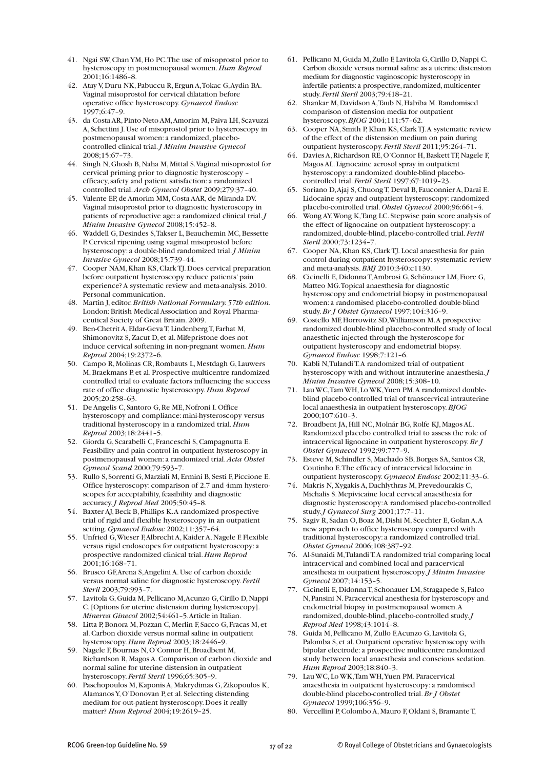41. Ngai SW, Chan YM, Ho PC. The use of misoprostol prior to hysteroscopy in postmenopausal women. *Hum Reprod* 2001;16:1486–8.
42. Atay V, Duru NK, Pabuccu R, Ergun A, Tokac G, Aydin BA. Vaginal misoprostol for cervical dilatation before operative office hysteroscopy. *Gynaecol Endosc* 1997;6:47–9.
43. da Costa AR, Pinto-Neto AM, Amorim M, Paiva LH, Scavuzzi A, Schettini J. Use of misoprostol prior to hysteroscopy in postmenopausal women: a randomized, placebo-controlled clinical trial. *J Minim Invasive Gynecol* 2008;15:67–73.
44. Singh N, Ghosh B, Naha M, Mittal S. Vaginal misoprostol for cervical priming prior to diagnostic hysteroscopy – efficacy, safety and patient satisfaction: a randomized controlled trial. *Arch Gynecol Obstet* 2009;279:37–40.
45. Valente EP, de Amorim MM, Costa AAR, de Miranda DV. Vaginal misoprostol prior to diagnostic hysteroscopy in patients of reproductive age: a randomized clinical trial. *J Minim Invasive Gynecol* 2008;15:452–8.
46. Waddell G, Desindes S, Takser L, Beauchemin MC, Bessette P. Cervical ripening using vaginal misoprostol before hysteroscopy: a double-blind randomized trial. *J Minim Invasive Gynecol* 2008;15:739–44.
47. Cooper NAM, Khan KS, Clark TJ. Does cervical preparation before outpatient hysteroscopy reduce patients' pain experience? A systematic review and meta-analysis. 2010. Personal communication.
48. Martin J, editor. *British National Formulary. 57th edition.* London: British Medical Association and Royal Pharmaceutical Society of Great Britain. 2009.
49. Ben-Chetrit A, Eldar-Geva T, Lindenberg T, Farhat M, Shimonovitz S, Zacut D, et al. Mifepristone does not induce cervical softening in non-pregnant women. *Hum Reprod* 2004;19:2372–6.
50. Campo R, Molinas CR, Rombauts L, Mestdagh G, Lauwers M, Braekmans P, et al. Prospective multicentre randomized controlled trial to evaluate factors influencing the success rate of office diagnostic hysteroscopy. *Hum Reprod* 2005;20:258–63.
51. De Angelis C, Santoro G, Re ME, Nofroni I. Office hysteroscopy and compliance: mini-hysteroscopy versus traditional hysteroscopy in a randomized trial. *Hum Reprod* 2003;18:2441–5.
52. Giorda G, Scarabelli C, Franceschi S, Campagnutta E. Feasibility and pain control in outpatient hysteroscopy in postmenopausal women: a randomized trial. *Acta Obstet Gynecol Scand* 2000;79:593–7.
53. Rullo S, Sorrenti G, Marziali M, Ermini B, Sesti F, Piccione E. Office hysteroscopy: comparison of 2.7 and 4mm hysteroscopes for acceptability, feasibility and diagnostic accuracy. *J Reprod Med* 2005;50:45–8.
54. Baxter AJ, Beck B, Phillips K. A randomized prospective trial of rigid and flexible hysteroscopy in an outpatient setting. *Gynaecol Endosc* 2002;11:357–64.
55. Unfried G, Wieser F, Albrecht A, Kaider A, Nagele F. Flexible versus rigid endoscopes for outpatient hysteroscopy: a prospective randomized clinical trial. *Hum Reprod* 2001;16:168–71.
56. Brusco GF, Arena S, Angelini A. Use of carbon dioxide versus normal saline for diagnostic hysteroscopy. *Fertil Steril* 2003;79:993–7.
57. Lavitola G, Guida M, Pellicano M, Acunzo G, Cirillo D, Nappi C. [Options for uterine distension during hysteroscopy]. *Minerva Ginecol* 2002;54:461–5. Article in Italian.
58. Litta P, Bonora M, Pozzan C, Merlin F, Sacco G, Fracas M, et al. Carbon dioxide versus normal saline in outpatient hysteroscopy. *Hum Reprod* 2003;18:2446–9.
59. Nagele F, Bournas N, O'Connor H, Broadbent M, Richardson R, Magos A. Comparison of carbon dioxide and normal saline for uterine distension in outpatient hysteroscopy. *Fertil Steril* 1996;65:305–9.
60. Paschopoulos M, Kaponis A, Makrydimas G, Zikopoulos K, Alamanos Y, O'Donovan P, et al. Selecting distending medium for out-patient hysteroscopy. Does it really matter? *Hum Reprod* 2004;19:2619–25.
61. Pellicano M, Guida M, Zullo F, Lavitola G, Cirillo D, Nappi C. Carbon dioxide versus normal saline as a uterine distension medium for diagnostic vaginoscopic hysteroscopy in infertile patients: a prospective, randomized, multicenter study. *Fertil Steril* 2003;79:418–21.
62. Shankar M, Davidson A, Taub N, Habiba M. Randomised comparison of distension media for outpatient hysteroscopy. *BJOG* 2004;111:57–62.
63. Cooper NA, Smith P, Khan KS, Clark TJ. A systematic review of the effect of the distension medium on pain during outpatient hysteroscopy. *Fertil Steril* 2011;95:264–71.
64. Davies A, Richardson RE, O'Connor H, Baskett TF, Nagele F, Magos AL. Lignocaine aerosol spray in outpatient hysteroscopy: a randomized double-blind placebo-controlled trial. *Fertil Steril* 1997;67:1019–23.
65. Soriano D, Ajaj S, Chuong T, Deval B, Fauconnier A, Daraï E. Lidocaine spray and outpatient hysteroscopy: randomized placebo-controlled trial. *Obstet Gynecol* 2000;96:661–4.
66. Wong AY, Wong K, Tang LC. Stepwise pain score analysis of the effect of lignocaine on outpatient hysteroscopy: a randomized, double-blind, placebo-controlled trial. *Fertil Steril* 2000;73:1234–7.
67. Cooper NA, Khan KS, Clark TJ. Local anaesthesia for pain control during outpatient hysteroscopy: systematic review and meta-analysis. *BMJ* 2010;340:c1130.
68. Cicinelli E, Didonna T, Ambrosi G, Schönauer LM, Fiore G, Matteo MG. Topical anaesthesia for diagnostic hysteroscopy and endometrial biopsy in postmenopausal women: a randomised placebo-controlled double-blind study. *Br J Obstet Gynaecol* 1997;104:316–9.
69. Costello MF, Horrowitz SD, Williamson M. A prospective randomized double-blind placebo-controlled study of local anaesthetic injected through the hysteroscope for outpatient hysteroscopy and endometrial biopsy. *Gynaecol Endosc* 1998;7:121–6.
70. Kabli N, Tulandi T. A randomized trial of outpatient hysteroscopy with and without intrauterine anaesthesia. *J Minim Invasive Gynecol* 2008;15:308–10.
71. Lau WC, Tam WH, Lo WK, Yuen PM. A randomized double-blind placebo-controlled trial of transcervical intrauterine local anaesthesia in outpatient hysteroscopy. *BJOG* 2000;107:610–3.
72. Broadbent JA, Hill NC, Molnár BG, Rolfe KJ, Magos AL. Randomized placebo controlled trial to assess the role of intracervical lignocaine in outpatient hysteroscopy. *Br J Obstet Gynaecol* 1992;99:777–9.
73. Esteve M, Schindler S, Machado SB, Borges SA, Santos CR, Coutinho E. The efficacy of intracervical lidocaine in outpatient hysteroscopy. *Gynaecol Endosc* 2002;11:33–6.
74. Makris N, Xygakis A, Dachlythras M, Prevedourakis C, Michalis S. Mepivicaine local cervical anaesthesia for diagnostic hysteroscopy: A randomised placebo-controlled study. *J Gynaecol Surg* 2001;17:7–11.
75. Sagiv R, Sadan O, Boaz M, Dishi M, Schechter E, Golan A. A new approach to office hysteroscopy compared with traditional hysteroscopy: a randomized controlled trial. *Obstet Gynecol* 2006;108:387–92.
76. Al-Sunaidi M, Tulandi T. A randomized trial comparing local intracervical and combined local and paracervical anesthesia in outpatient hysteroscopy. *J Minim Invasive Gynecol* 2007;14:153–5.
77. Cicinelli E, Didonna T, Schonauer LM, Stragapede S, Falco N, Pansini N. Paracervical anesthesia for hysteroscopy and endometrial biopsy in postmenopausal women. A randomized, double-blind, placebo-controlled study. *J Reprod Med* 1998;43:1014–8.
78. Guida M, Pellicano M, Zullo F, Acunzo G, Lavitola G, Palomba S, et al. Outpatient operative hysteroscopy with bipolar electrode: a prospective multicentre randomized study between local anaesthesia and conscious sedation. *Hum Reprod* 2003;18:840–3.
79. Lau WC, Lo WK, Tam WH, Yuen PM. Paracervical anaesthesia in outpatient hysteroscopy: a randomised double-blind placebo-controlled trial. *Br J Obstet Gynaecol* 1999;106:356–9.
80. Vercellini P, Colombo A, Mauro F, Oldani S, Bramante T,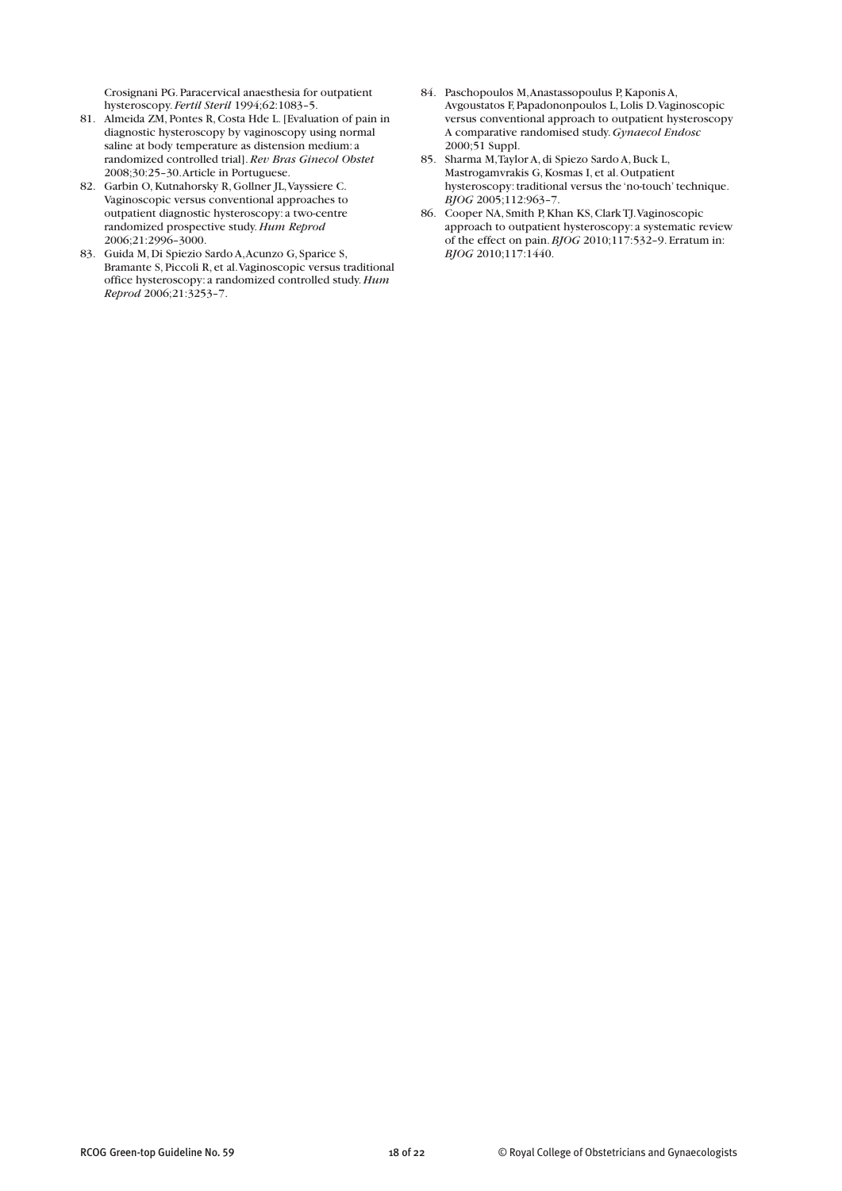Crosignani PG. Paracervical anaesthesia for outpatient hysteroscopy. *Fertil Steril* 1994;62:1083–5.

81. Almeida ZM, Pontes R, Costa Hde L. [Evaluation of pain in diagnostic hysteroscopy by vaginoscopy using normal saline at body temperature as distension medium: a randomized controlled trial]. *Rev Bras Ginecol Obstet* 2008;30:25–30. Article in Portuguese.
82. Garbin O, Kutnahorsky R, Gollner JL, Vayssiere C. Vaginoscopic versus conventional approaches to outpatient diagnostic hysteroscopy: a two-centre randomized prospective study. *Hum Reprod* 2006;21:2996–3000.
83. Guida M, Di Spiezio Sardo A, Acunzo G, Sparice S, Bramante S, Piccoli R, et al. Vaginoscopic versus traditional office hysteroscopy: a randomized controlled study. *Hum Reprod* 2006;21:3253–7.
84. Paschopoulos M, Anastassopoulus P, Kaponis A, Avgoustatos F, Papadononpoulos L, Lolis D. Vaginoscopic versus conventional approach to outpatient hysteroscopy A comparative randomised study. *Gynaecol Endosc* 2000;51 Suppl.
85. Sharma M, Taylor A, di Spiezo Sardo A, Buck L, Mastrogamvrakis G, Kosmas I, et al. Outpatient hysteroscopy: traditional versus the 'no-touch' technique. *BJOG* 2005;112:963–7.
86. Cooper NA, Smith P, Khan KS, Clark TJ. Vaginoscopic approach to outpatient hysteroscopy: a systematic review of the effect on pain. *BJOG* 2010;117:532–9. Erratum in: *BJOG* 2010;117:1440.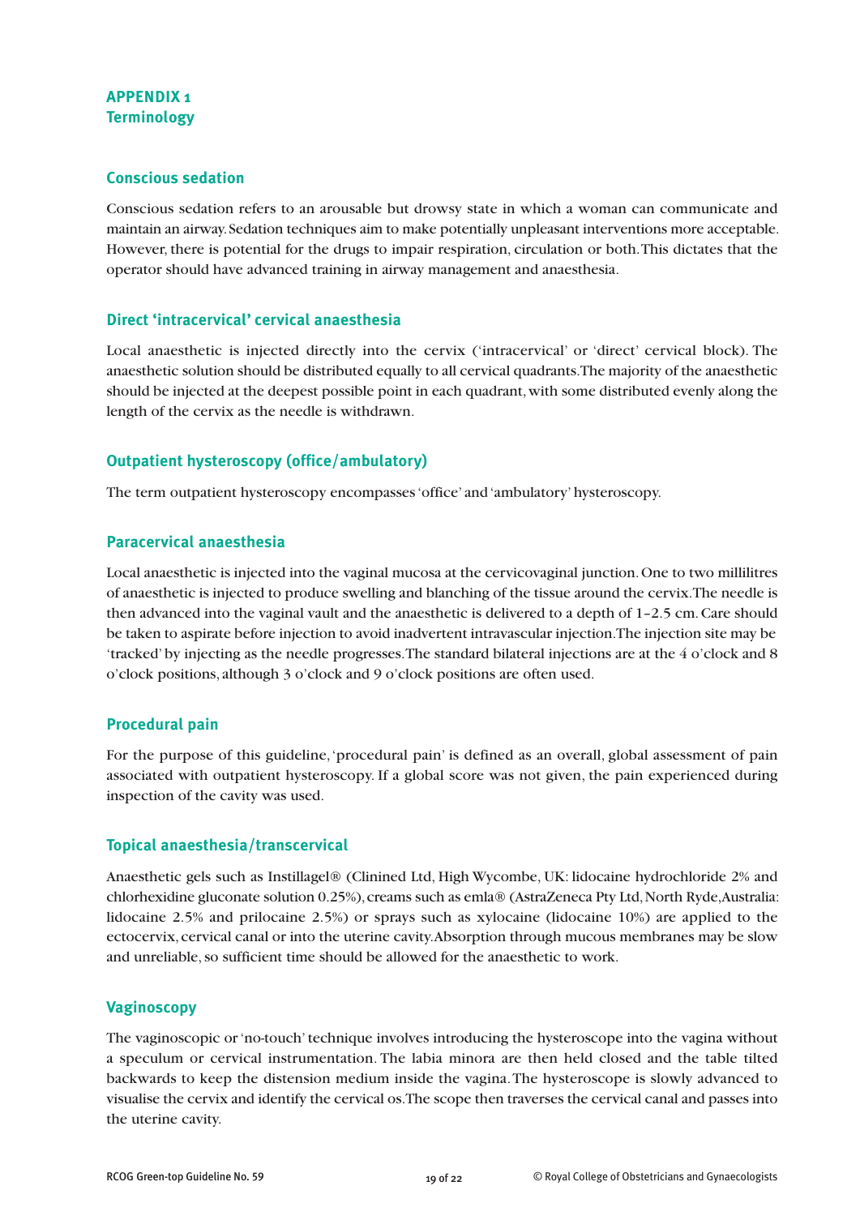# APPENDIX 1
## Terminology

### Conscious sedation

Conscious sedation refers to an arousable but drowsy state in which a woman can communicate and maintain an airway. Sedation techniques aim to make potentially unpleasant interventions more acceptable. However, there is potential for the drugs to impair respiration, circulation or both. This dictates that the operator should have advanced training in airway management and anaesthesia.

### Direct 'intracervical' cervical anaesthesia

Local anaesthetic is injected directly into the cervix ('intracervical' or 'direct' cervical block). The anaesthetic solution should be distributed equally to all cervical quadrants. The majority of the anaesthetic should be injected at the deepest possible point in each quadrant, with some distributed evenly along the length of the cervix as the needle is withdrawn.

### Outpatient hysteroscopy (office/ambulatory)

The term outpatient hysteroscopy encompasses 'office' and 'ambulatory' hysteroscopy.

### Paracervical anaesthesia

Local anaesthetic is injected into the vaginal mucosa at the cervicovaginal junction. One to two millilitres of anaesthetic is injected to produce swelling and blanching of the tissue around the cervix. The needle is then advanced into the vaginal vault and the anaesthetic is delivered to a depth of 1–2.5 cm. Care should be taken to aspirate before injection to avoid inadvertent intravascular injection. The injection site may be 'tracked' by injecting as the needle progresses. The standard bilateral injections are at the 4 o'clock and 8 o'clock positions, although 3 o'clock and 9 o'clock positions are often used.

### Procedural pain

For the purpose of this guideline, 'procedural pain' is defined as an overall, global assessment of pain associated with outpatient hysteroscopy. If a global score was not given, the pain experienced during inspection of the cavity was used.

### Topical anaesthesia/transcervical

Anaesthetic gels such as Instillagel® (Clinined Ltd, High Wycombe, UK: lidocaine hydrochloride 2% and chlorhexidine gluconate solution 0.25%), creams such as emla® (AstraZeneca Pty Ltd, North Ryde, Australia: lidocaine 2.5% and prilocaine 2.5%) or sprays such as xylocaine (lidocaine 10%) are applied to the ectocervix, cervical canal or into the uterine cavity. Absorption through mucous membranes may be slow and unreliable, so sufficient time should be allowed for the anaesthetic to work.

### Vaginoscopy

The vaginoscopic or 'no-touch' technique involves introducing the hysteroscope into the vagina without a speculum or cervical instrumentation. The labia minora are then held closed and the table tilted backwards to keep the distension medium inside the vagina. The hysteroscope is slowly advanced to visualise the cervix and identify the cervical os. The scope then traverses the cervical canal and passes into the uterine cavity.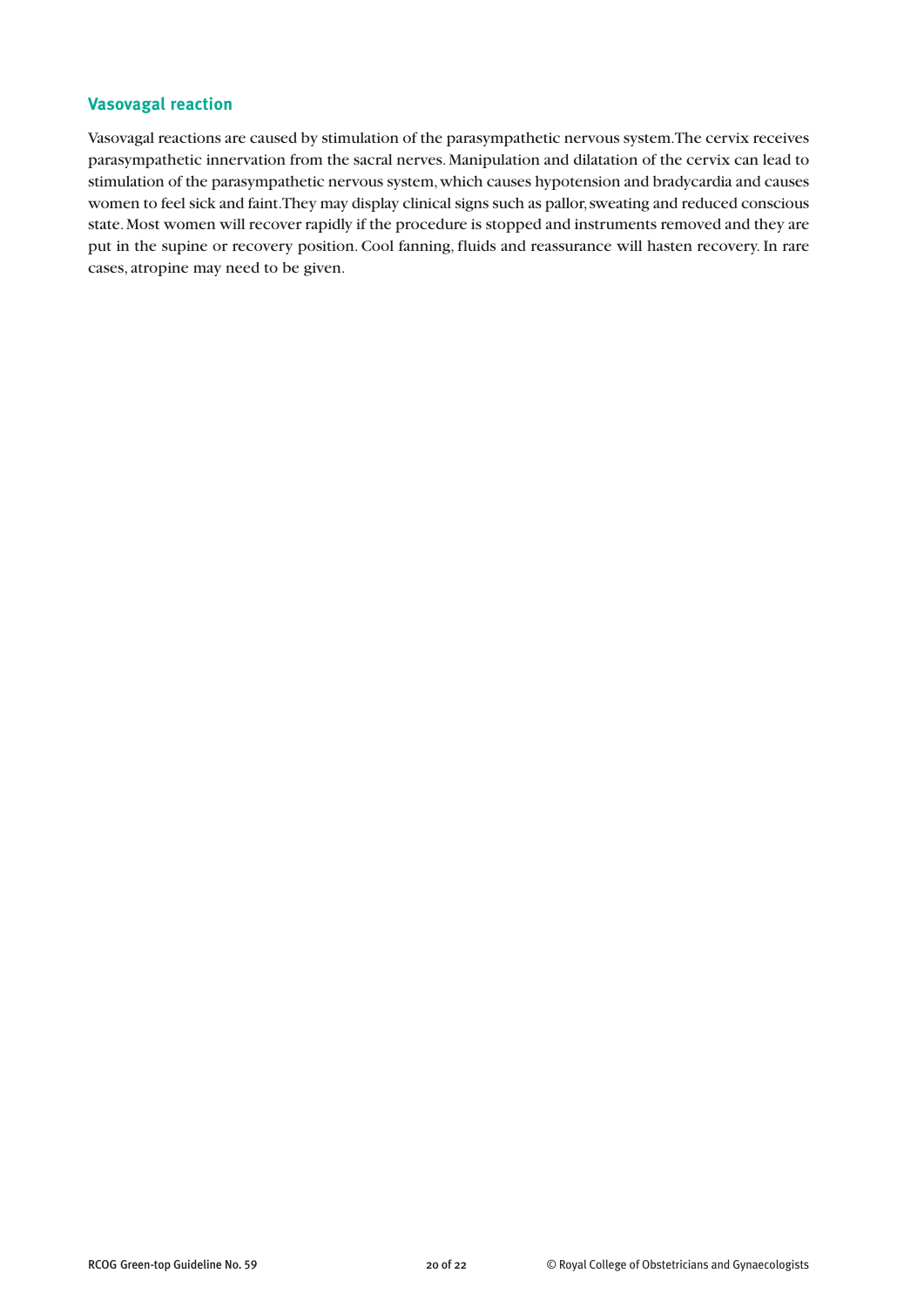### Vasovagal reaction

Vasovagal reactions are caused by stimulation of the parasympathetic nervous system. The cervix receives parasympathetic innervation from the sacral nerves. Manipulation and dilatation of the cervix can lead to stimulation of the parasympathetic nervous system, which causes hypotension and bradycardia and causes women to feel sick and faint. They may display clinical signs such as pallor, sweating and reduced conscious state. Most women will recover rapidly if the procedure is stopped and instruments removed and they are put in the supine or recovery position. Cool fanning, fluids and reassurance will hasten recovery. In rare cases, atropine may need to be given.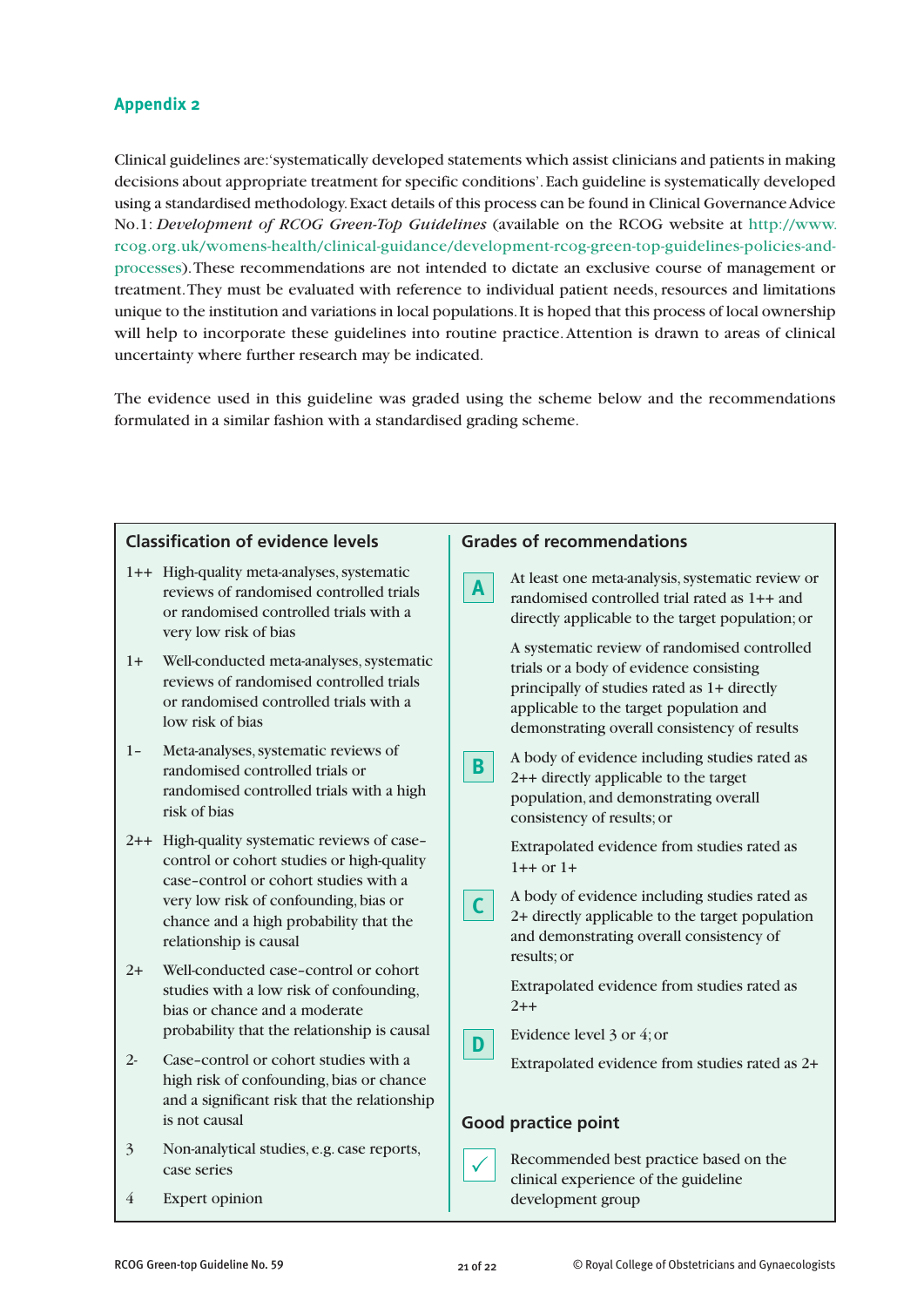## Appendix 2

Clinical guidelines are: 'systematically developed statements which assist clinicians and patients in making decisions about appropriate treatment for specific conditions'. Each guideline is systematically developed using a standardised methodology. Exact details of this process can be found in Clinical Governance Advice No.1: *Development of RCOG Green-Top Guidelines* (available on the RCOG website at http://www.rcog.org.uk/womens-health/clinical-guidance/development-rcog-green-top-guidelines-policies-and-processes). These recommendations are not intended to dictate an exclusive course of management or treatment. They must be evaluated with reference to individual patient needs, resources and limitations unique to the institution and variations in local populations. It is hoped that this process of local ownership will help to incorporate these guidelines into routine practice. Attention is drawn to areas of clinical uncertainty where further research may be indicated.

The evidence used in this guideline was graded using the scheme below and the recommendations formulated in a similar fashion with a standardised grading scheme.

### Classification of evidence levels

- **1++** High-quality meta-analyses, systematic reviews of randomised controlled trials or randomised controlled trials with a very low risk of bias
- **1+** Well-conducted meta-analyses, systematic reviews of randomised controlled trials or randomised controlled trials with a low risk of bias
- **1–** Meta-analyses, systematic reviews of randomised controlled trials or randomised controlled trials with a high risk of bias
- **2++** High-quality systematic reviews of case–control or cohort studies or high-quality case–control or cohort studies with a very low risk of confounding, bias or chance and a high probability that the relationship is causal
- **2+** Well-conducted case–control or cohort studies with a low risk of confounding, bias or chance and a moderate probability that the relationship is causal
- **2-** Case–control or cohort studies with a high risk of confounding, bias or chance and a significant risk that the relationship is not causal
- **3** Non-analytical studies, e.g. case reports, case series
- **4** Expert opinion

### Grades of recommendations

**A** At least one meta-analysis, systematic review or randomised controlled trial rated as 1++ and directly applicable to the target population; or

A systematic review of randomised controlled trials or a body of evidence consisting principally of studies rated as 1+ directly applicable to the target population and demonstrating overall consistency of results

**B** A body of evidence including studies rated as 2++ directly applicable to the target population, and demonstrating overall consistency of results; or

Extrapolated evidence from studies rated as 1++ or 1+

**C** A body of evidence including studies rated as 2+ directly applicable to the target population and demonstrating overall consistency of results; or

Extrapolated evidence from studies rated as 2++

**D** Evidence level 3 or 4; or

Extrapolated evidence from studies rated as 2+

### Good practice point

✓ Recommended best practice based on the clinical experience of the guideline development group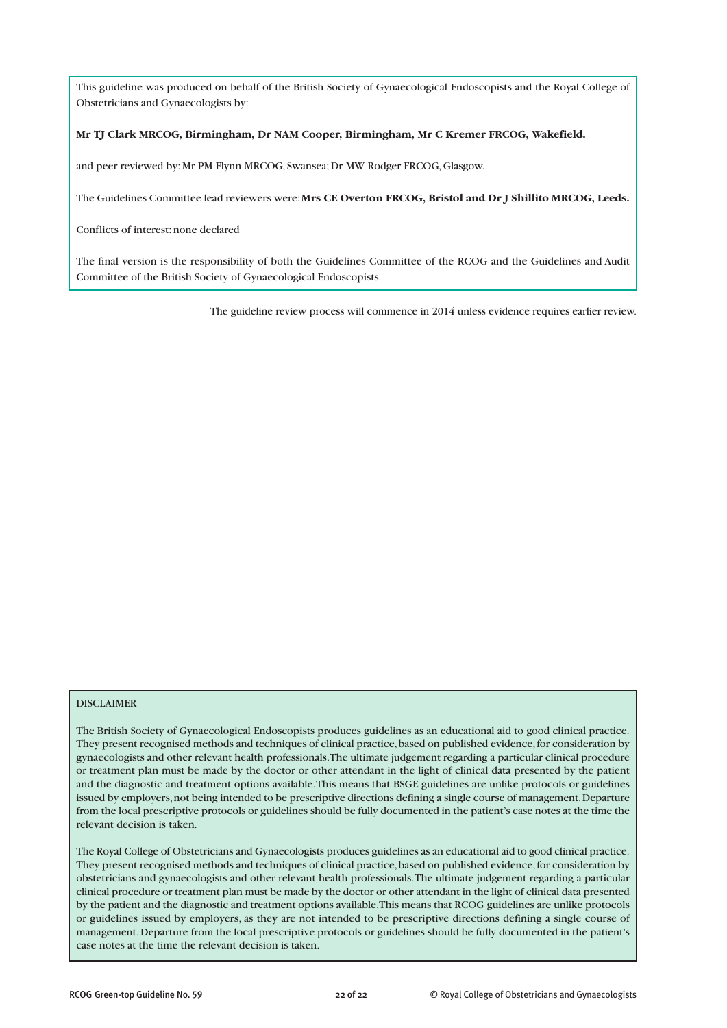This guideline was produced on behalf of the British Society of Gynaecological Endoscopists and the Royal College of Obstetricians and Gynaecologists by:

**Mr TJ Clark MRCOG, Birmingham, Dr NAM Cooper, Birmingham, Mr C Kremer FRCOG, Wakefield.**

and peer reviewed by: Mr PM Flynn MRCOG, Swansea; Dr MW Rodger FRCOG, Glasgow.

The Guidelines Committee lead reviewers were: **Mrs CE Overton FRCOG, Bristol and Dr J Shillito MRCOG, Leeds.**

Conflicts of interest: none declared

The final version is the responsibility of both the Guidelines Committee of the RCOG and the Guidelines and Audit Committee of the British Society of Gynaecological Endoscopists.

The guideline review process will commence in 2014 unless evidence requires earlier review.

DISCLAIMER

The British Society of Gynaecological Endoscopists produces guidelines as an educational aid to good clinical practice. They present recognised methods and techniques of clinical practice, based on published evidence, for consideration by gynaecologists and other relevant health professionals. The ultimate judgement regarding a particular clinical procedure or treatment plan must be made by the doctor or other attendant in the light of clinical data presented by the patient and the diagnostic and treatment options available. This means that BSGE guidelines are unlike protocols or guidelines issued by employers, not being intended to be prescriptive directions defining a single course of management. Departure from the local prescriptive protocols or guidelines should be fully documented in the patient's case notes at the time the relevant decision is taken.

The Royal College of Obstetricians and Gynaecologists produces guidelines as an educational aid to good clinical practice. They present recognised methods and techniques of clinical practice, based on published evidence, for consideration by obstetricians and gynaecologists and other relevant health professionals. The ultimate judgement regarding a particular clinical procedure or treatment plan must be made by the doctor or other attendant in the light of clinical data presented by the patient and the diagnostic and treatment options available. This means that RCOG guidelines are unlike protocols or guidelines issued by employers, as they are not intended to be prescriptive directions defining a single course of management. Departure from the local prescriptive protocols or guidelines should be fully documented in the patient's case notes at the time the relevant decision is taken.